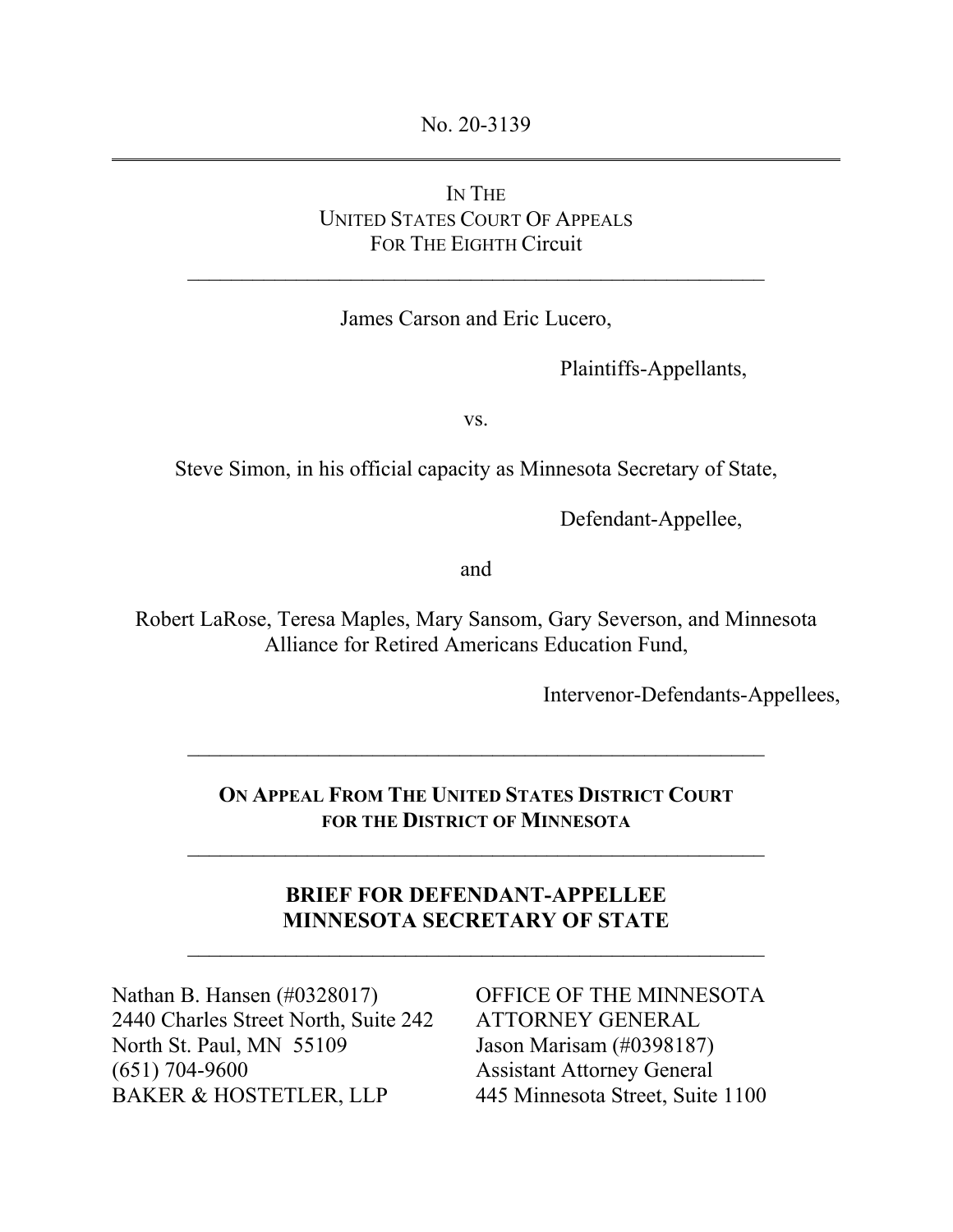No. 20-3139

---

IN THE
UNITED STATES COURT OF APPEALS
FOR THE EIGHTH Circuit

---

James Carson and Eric Lucero,

Plaintiffs-Appellants,

vs.

Steve Simon, in his official capacity as Minnesota Secretary of State,

Defendant-Appellee,

and

Robert LaRose, Teresa Maples, Mary Sansom, Gary Severson, and Minnesota Alliance for Retired Americans Education Fund,

Intervenor-Defendants-Appellees,

---

**ON APPEAL FROM THE UNITED STATES DISTRICT COURT FOR THE DISTRICT OF MINNESOTA**

---

**BRIEF FOR DEFENDANT-APPELLEE MINNESOTA SECRETARY OF STATE**

---

Nathan B. Hansen (#0328017)
2440 Charles Street North, Suite 242
North St. Paul, MN 55109
(651) 704-9600
BAKER & HOSTETLER, LLP

OFFICE OF THE MINNESOTA ATTORNEY GENERAL
Jason Marisam (#0398187)
Assistant Attorney General
445 Minnesota Street, Suite 1100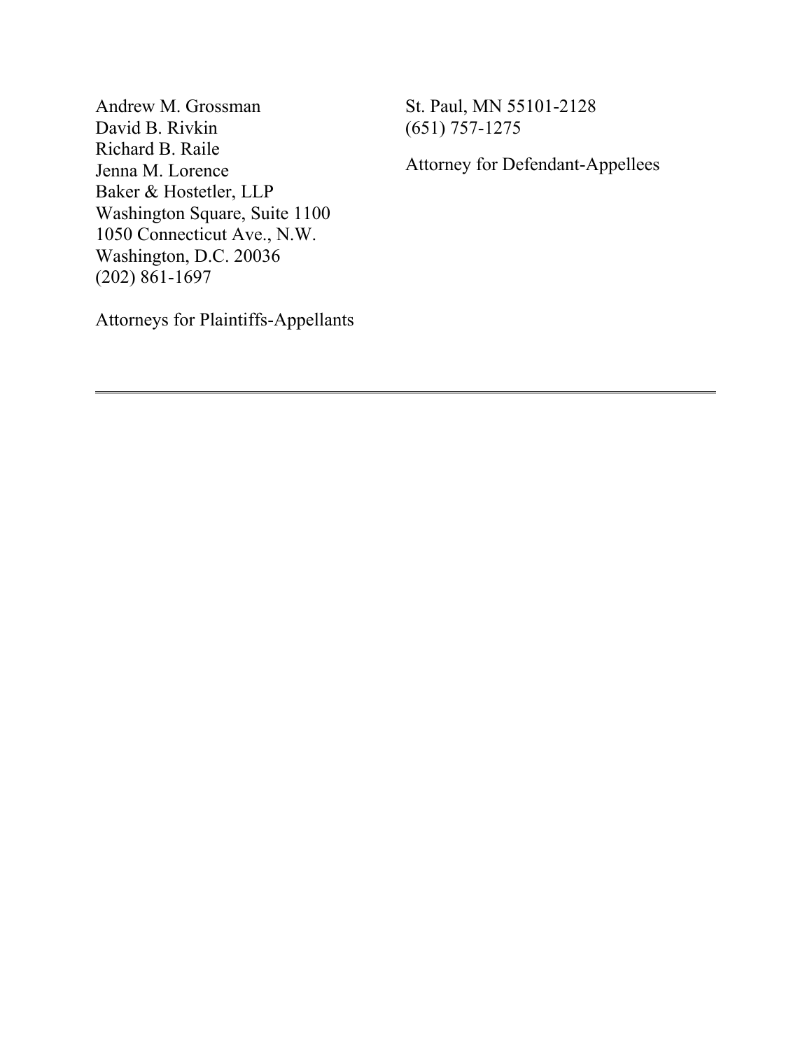Andrew M. Grossman
David B. Rivkin
Richard B. Raile
Jenna M. Lorence
Baker & Hostetler, LLP
Washington Square, Suite 1100
1050 Connecticut Ave., N.W.
Washington, D.C. 20036
(202) 861-1697

Attorneys for Plaintiffs-Appellants

St. Paul, MN 55101-2128
(651) 757-1275

Attorney for Defendant-Appellees

---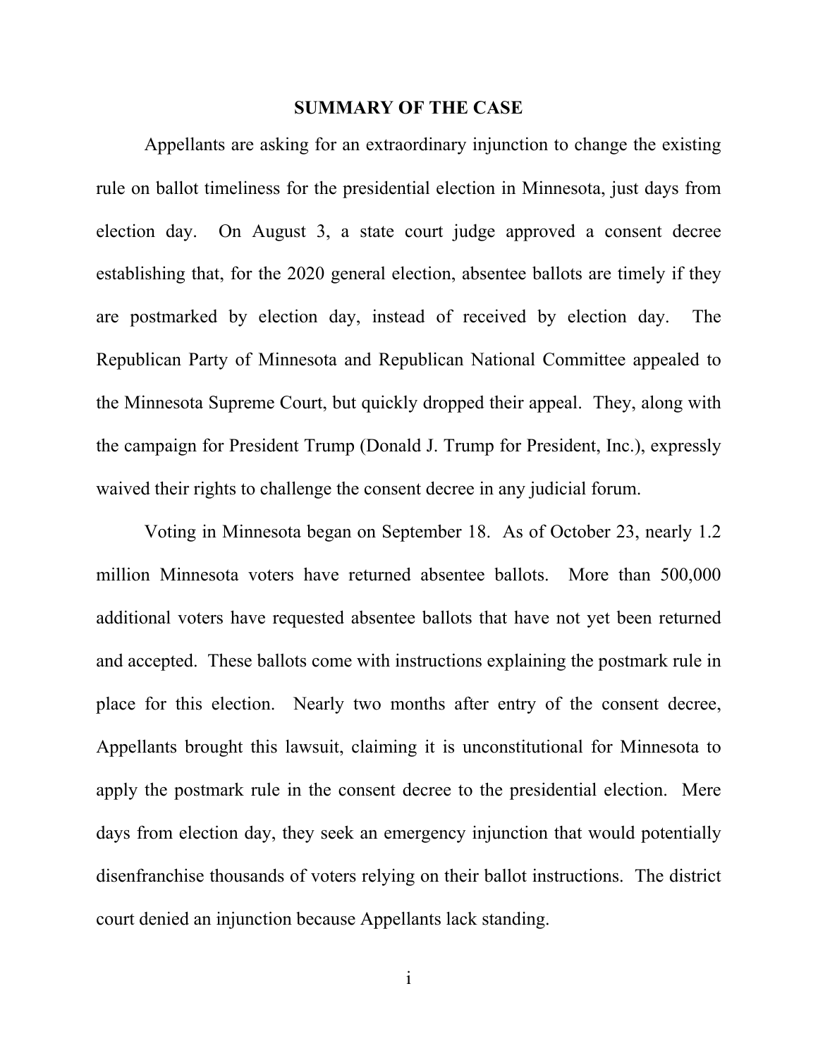## SUMMARY OF THE CASE

Appellants are asking for an extraordinary injunction to change the existing rule on ballot timeliness for the presidential election in Minnesota, just days from election day. On August 3, a state court judge approved a consent decree establishing that, for the 2020 general election, absentee ballots are timely if they are postmarked by election day, instead of received by election day. The Republican Party of Minnesota and Republican National Committee appealed to the Minnesota Supreme Court, but quickly dropped their appeal. They, along with the campaign for President Trump (Donald J. Trump for President, Inc.), expressly waived their rights to challenge the consent decree in any judicial forum.

Voting in Minnesota began on September 18. As of October 23, nearly 1.2 million Minnesota voters have returned absentee ballots. More than 500,000 additional voters have requested absentee ballots that have not yet been returned and accepted. These ballots come with instructions explaining the postmark rule in place for this election. Nearly two months after entry of the consent decree, Appellants brought this lawsuit, claiming it is unconstitutional for Minnesota to apply the postmark rule in the consent decree to the presidential election. Mere days from election day, they seek an emergency injunction that would potentially disenfranchise thousands of voters relying on their ballot instructions. The district court denied an injunction because Appellants lack standing.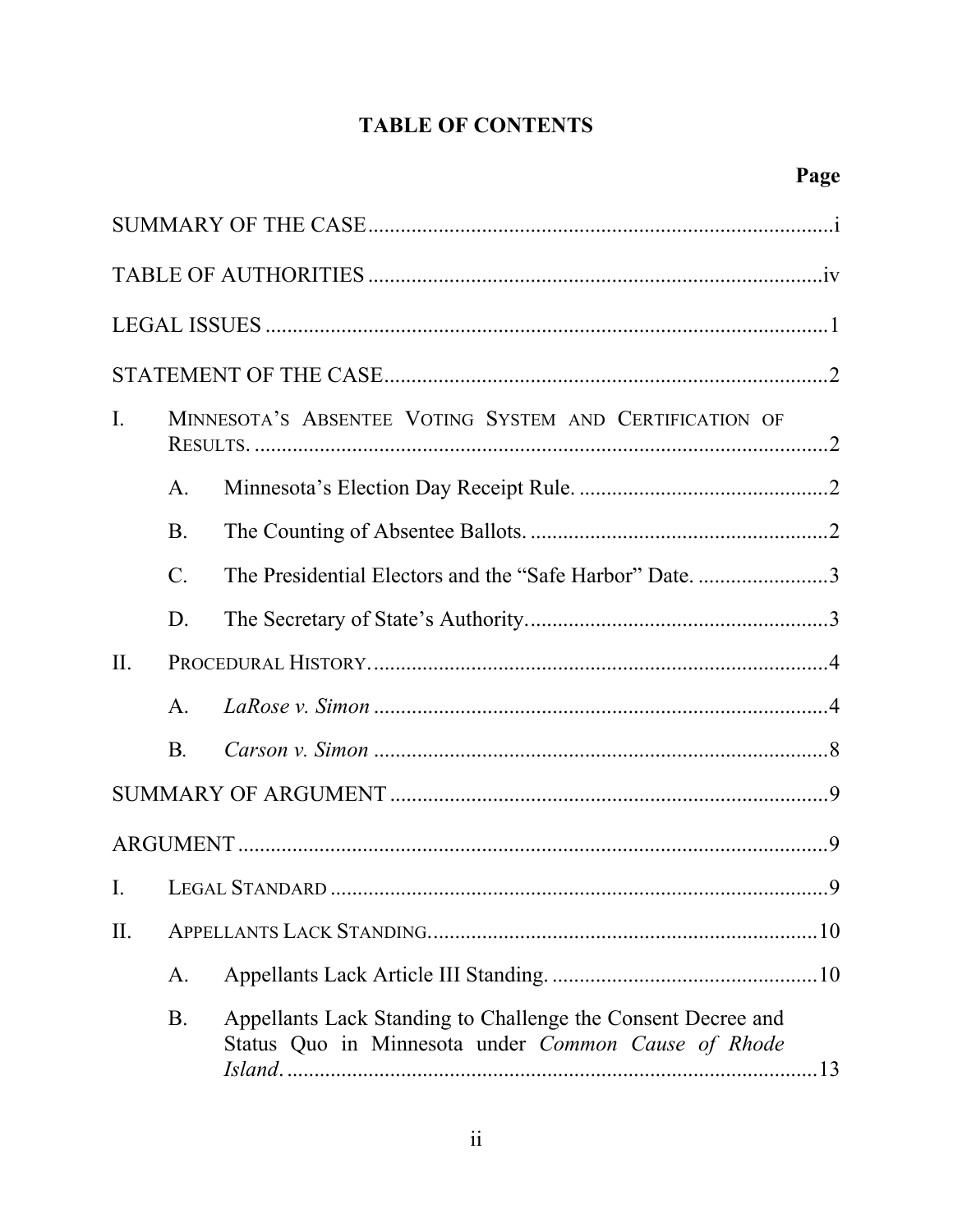# TABLE OF CONTENTS

**Page**

SUMMARY OF THE CASE......................................................................................i

TABLE OF AUTHORITIES ....................................................................................iv

LEGAL ISSUES .........................................................................................................1

STATEMENT OF THE CASE..................................................................................2

I. MINNESOTA'S ABSENTEE VOTING SYSTEM AND CERTIFICATION OF RESULTS. ..........................................................................................................2

 A. Minnesota's Election Day Receipt Rule. ..............................................2

 B. The Counting of Absentee Ballots. .......................................................2

 C. The Presidential Electors and the "Safe Harbor" Date. ........................3

 D. The Secretary of State's Authority........................................................3

II. PROCEDURAL HISTORY....................................................................................4

 A. *LaRose v. Simon* ....................................................................................4

 B. *Carson v. Simon* ....................................................................................8

SUMMARY OF ARGUMENT .................................................................................9

ARGUMENT .............................................................................................................9

I. LEGAL STANDARD ............................................................................................9

II. APPELLANTS LACK STANDING.......................................................................10

 A. Appellants Lack Article III Standing. .................................................10

 B. Appellants Lack Standing to Challenge the Consent Decree and Status Quo in Minnesota under *Common Cause of Rhode Island*. ..................................................................................13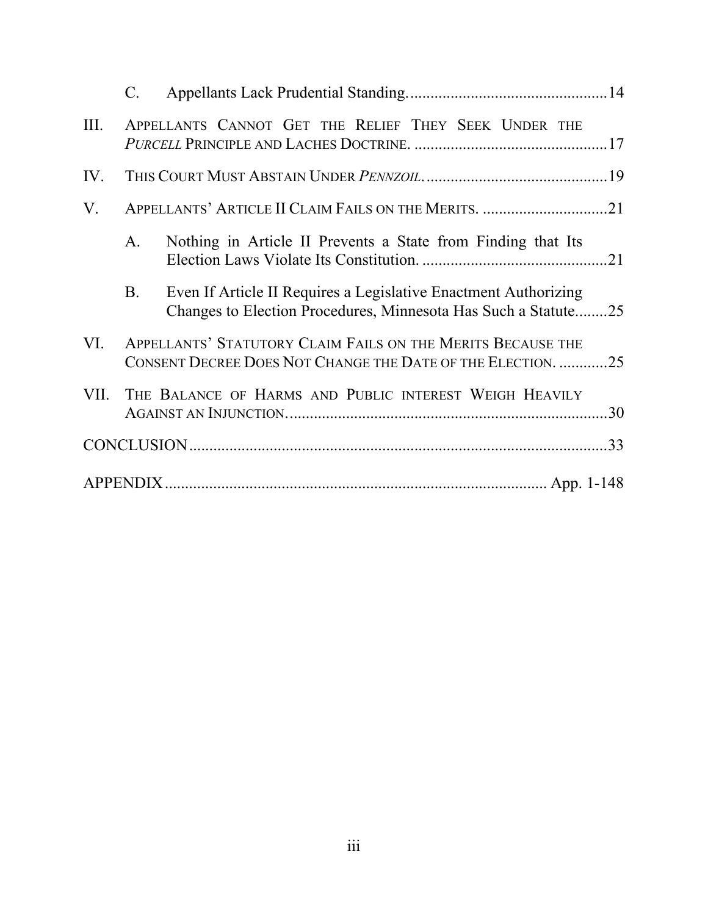C. Appellants Lack Prudential Standing....14

III. APPELLANTS CANNOT GET THE RELIEF THEY SEEK UNDER THE *PURCELL* PRINCIPLE AND LACHES DOCTRINE. ....17

IV. THIS COURT MUST ABSTAIN UNDER *PENNZOIL*. ....19

V. APPELLANTS' ARTICLE II CLAIM FAILS ON THE MERITS. ....21

A. Nothing in Article II Prevents a State from Finding that Its Election Laws Violate Its Constitution. ....21

B. Even If Article II Requires a Legislative Enactment Authorizing Changes to Election Procedures, Minnesota Has Such a Statute....25

VI. APPELLANTS' STATUTORY CLAIM FAILS ON THE MERITS BECAUSE THE CONSENT DECREE DOES NOT CHANGE THE DATE OF THE ELECTION. ....25

VII. THE BALANCE OF HARMS AND PUBLIC INTEREST WEIGH HEAVILY AGAINST AN INJUNCTION. ....30

CONCLUSION ....33

APPENDIX .... App. 1-148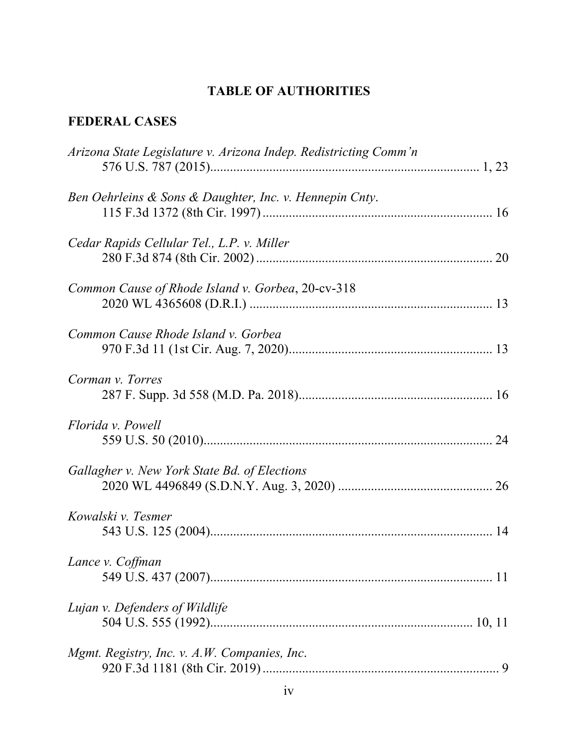# TABLE OF AUTHORITIES

## FEDERAL CASES

*Arizona State Legislature v. Arizona Indep. Redistricting Comm'n*
576 U.S. 787 (2015)................................................................................ 1, 23

*Ben Oehrleins & Sons & Daughter, Inc. v. Hennepin Cnty.*
115 F.3d 1372 (8th Cir. 1997)...................................................................... 16

*Cedar Rapids Cellular Tel., L.P. v. Miller*
280 F.3d 874 (8th Cir. 2002)........................................................................ 20

*Common Cause of Rhode Island v. Gorbea*, 20-cv-318
2020 WL 4365608 (D.R.I.)........................................................................... 13

*Common Cause Rhode Island v. Gorbea*
970 F.3d 11 (1st Cir. Aug. 7, 2020)............................................................. 13

*Corman v. Torres*
287 F. Supp. 3d 558 (M.D. Pa. 2018).......................................................... 16

*Florida v. Powell*
559 U.S. 50 (2010)....................................................................................... 24

*Gallagher v. New York State Bd. of Elections*
2020 WL 4496849 (S.D.N.Y. Aug. 3, 2020)............................................... 26

*Kowalski v. Tesmer*
543 U.S. 125 (2004)...................................................................................... 14

*Lance v. Coffman*
549 U.S. 437 (2007)...................................................................................... 11

*Lujan v. Defenders of Wildlife*
504 U.S. 555 (1992)................................................................................ 10, 11

*Mgmt. Registry, Inc. v. A.W. Companies, Inc.*
920 F.3d 1181 (8th Cir. 2019)........................................................................ 9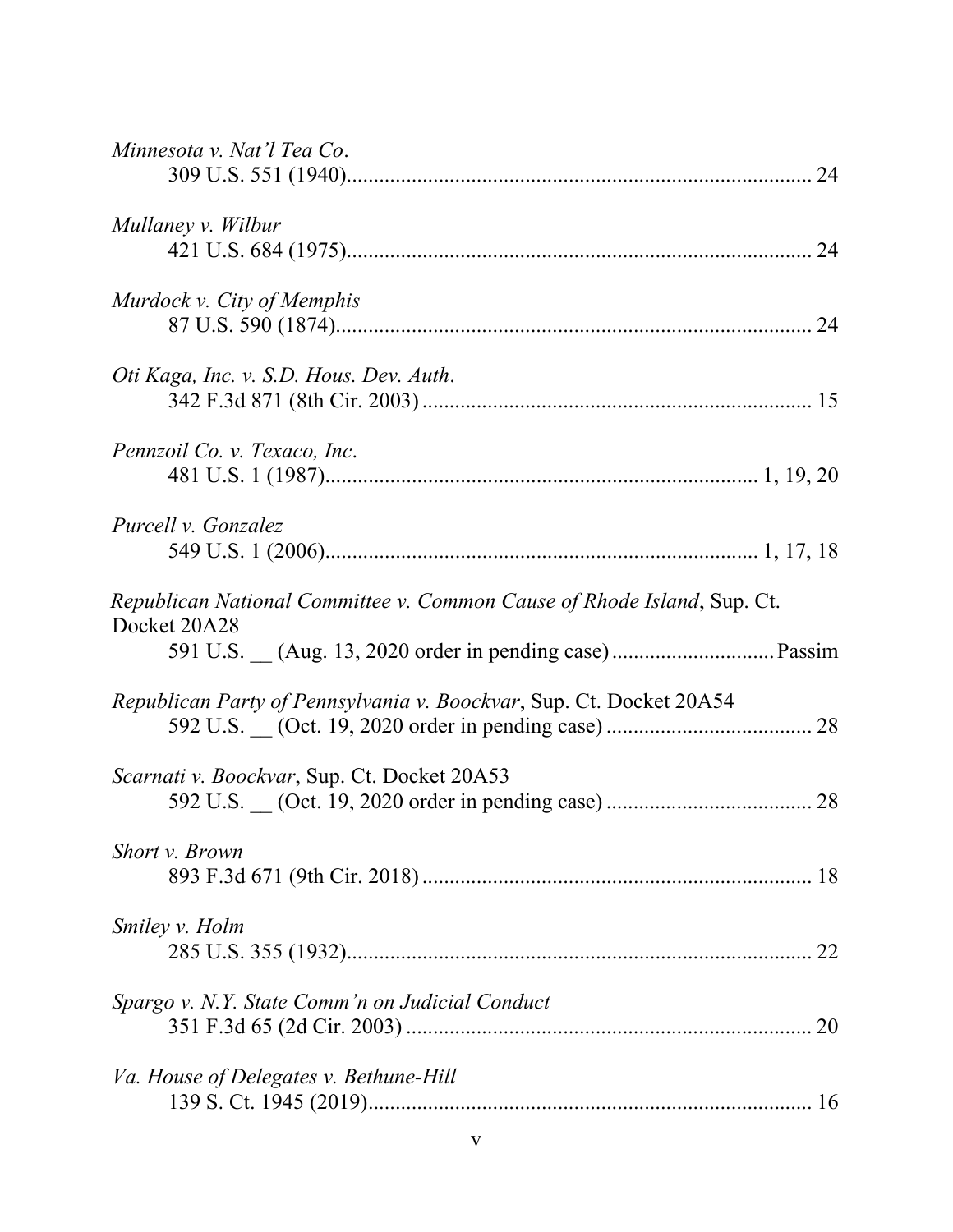*Minnesota v. Nat'l Tea Co.*
309 U.S. 551 (1940)....................................................................................... 24

*Mullaney v. Wilbur*
421 U.S. 684 (1975)....................................................................................... 24

*Murdock v. City of Memphis*
87 U.S. 590 (1874)......................................................................................... 24

*Oti Kaga, Inc. v. S.D. Hous. Dev. Auth.*
342 F.3d 871 (8th Cir. 2003) ......................................................................... 15

*Pennzoil Co. v. Texaco, Inc.*
481 U.S. 1 (1987)............................................................................... 1, 19, 20

*Purcell v. Gonzalez*
549 U.S. 1 (2006)............................................................................... 1, 17, 18

*Republican National Committee v. Common Cause of Rhode Island*, Sup. Ct. Docket 20A28
591 U.S. __ (Aug. 13, 2020 order in pending case) ............................... Passim

*Republican Party of Pennsylvania v. Boockvar*, Sup. Ct. Docket 20A54
592 U.S. __ (Oct. 19, 2020 order in pending case) ...................................... 28

*Scarnati v. Boockvar*, Sup. Ct. Docket 20A53
592 U.S. __ (Oct. 19, 2020 order in pending case) ...................................... 28

*Short v. Brown*
893 F.3d 671 (9th Cir. 2018) ........................................................................ 18

*Smiley v. Holm*
285 U.S. 355 (1932)....................................................................................... 22

*Spargo v. N.Y. State Comm'n on Judicial Conduct*
351 F.3d 65 (2d Cir. 2003) ............................................................................ 20

*Va. House of Delegates v. Bethune-Hill*
139 S. Ct. 1945 (2019)................................................................................... 16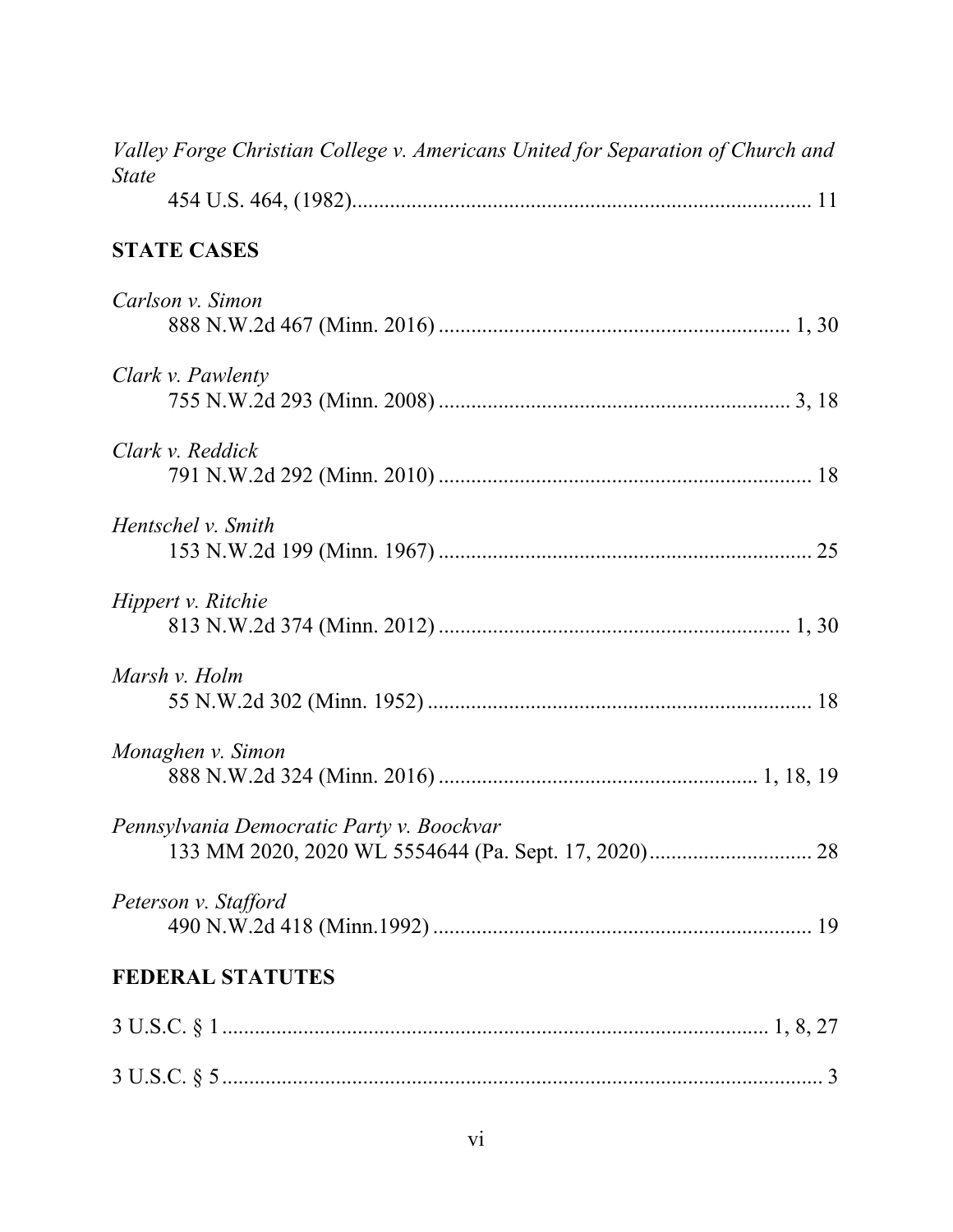*Valley Forge Christian College v. Americans United for Separation of Church and State*
454 U.S. 464, (1982) .................................................................................... 11

## STATE CASES

*Carlson v. Simon*
888 N.W.2d 467 (Minn. 2016) ................................................................ 1, 30

*Clark v. Pawlenty*
755 N.W.2d 293 (Minn. 2008) ................................................................ 3, 18

*Clark v. Reddick*
791 N.W.2d 292 (Minn. 2010) .................................................................... 18

*Hentschel v. Smith*
153 N.W.2d 199 (Minn. 1967) .................................................................... 25

*Hippert v. Ritchie*
813 N.W.2d 374 (Minn. 2012) ................................................................ 1, 30

*Marsh v. Holm*
55 N.W.2d 302 (Minn. 1952) ...................................................................... 18

*Monaghen v. Simon*
888 N.W.2d 324 (Minn. 2016) ......................................................... 1, 18, 19

*Pennsylvania Democratic Party v. Boockvar*
133 MM 2020, 2020 WL 5554644 (Pa. Sept. 17, 2020) .............................. 28

*Peterson v. Stafford*
490 N.W.2d 418 (Minn.1992) ...................................................................... 19

## FEDERAL STATUTES

3 U.S.C. § 1 ..................................................................................... 1, 8, 27

3 U.S.C. § 5 ................................................................................................. 3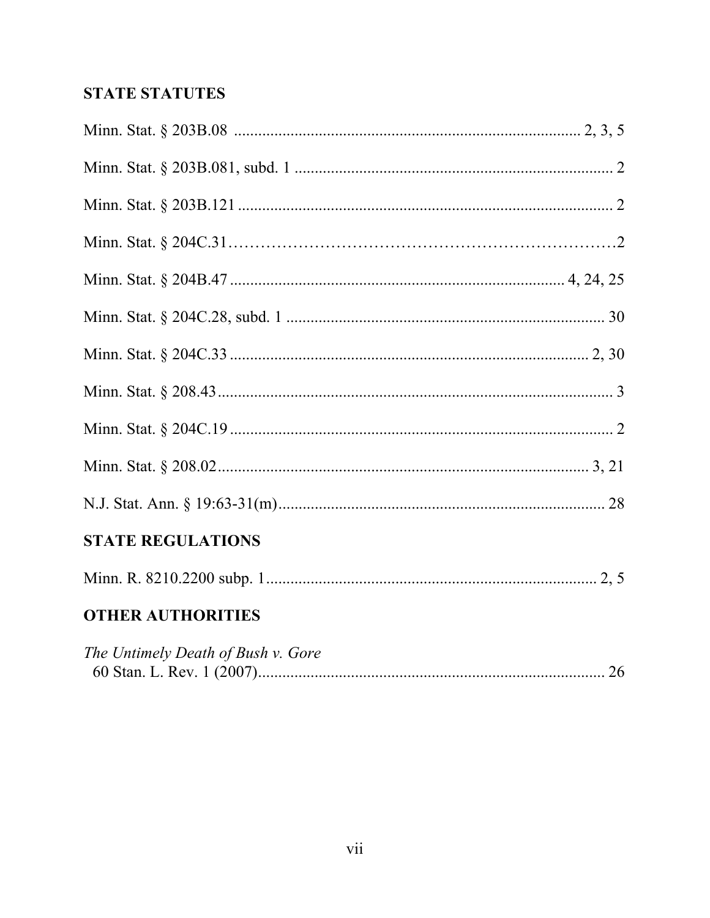## STATE STATUTES

Minn. Stat. § 203B.08 ..................................................................................... 2, 3, 5

Minn. Stat. § 203B.081, subd. 1 ............................................................................... 2

Minn. Stat. § 203B.121 ........................................................................................... 2

Minn. Stat. § 204C.31……………………………………………………………2

Minn. Stat. § 204B.47 ................................................................................ 4, 24, 25

Minn. Stat. § 204C.28, subd. 1 .............................................................................. 30

Minn. Stat. § 204C.33 ......................................................................................... 2, 30

Minn. Stat. § 208.43.................................................................................................. 3

Minn. Stat. § 204C.19 ............................................................................................... 2

Minn. Stat. § 208.02............................................................................................ 3, 21

N.J. Stat. Ann. § 19:63-31(m)................................................................................. 28

## STATE REGULATIONS

Minn. R. 8210.2200 subp. 1.................................................................................. 2, 5

## OTHER AUTHORITIES

*The Untimely Death of Bush v. Gore*
60 Stan. L. Rev. 1 (2007)...................................................................................... 26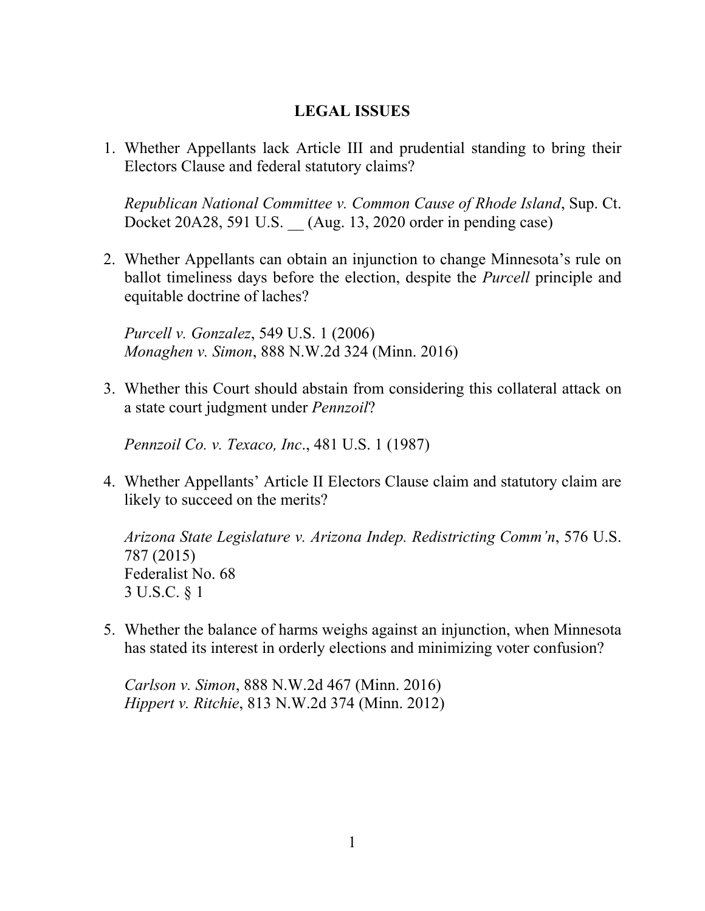## LEGAL ISSUES

1. Whether Appellants lack Article III and prudential standing to bring their Electors Clause and federal statutory claims?

   *Republican National Committee v. Common Cause of Rhode Island*, Sup. Ct. Docket 20A28, 591 U.S. __ (Aug. 13, 2020 order in pending case)

2. Whether Appellants can obtain an injunction to change Minnesota's rule on ballot timeliness days before the election, despite the *Purcell* principle and equitable doctrine of laches?

   *Purcell v. Gonzalez*, 549 U.S. 1 (2006)
   *Monaghen v. Simon*, 888 N.W.2d 324 (Minn. 2016)

3. Whether this Court should abstain from considering this collateral attack on a state court judgment under *Pennzoil*?

   *Pennzoil Co. v. Texaco, Inc*., 481 U.S. 1 (1987)

4. Whether Appellants' Article II Electors Clause claim and statutory claim are likely to succeed on the merits?

   *Arizona State Legislature v. Arizona Indep. Redistricting Comm'n*, 576 U.S. 787 (2015)
   Federalist No. 68
   3 U.S.C. § 1

5. Whether the balance of harms weighs against an injunction, when Minnesota has stated its interest in orderly elections and minimizing voter confusion?

   *Carlson v. Simon*, 888 N.W.2d 467 (Minn. 2016)
   *Hippert v. Ritchie*, 813 N.W.2d 374 (Minn. 2012)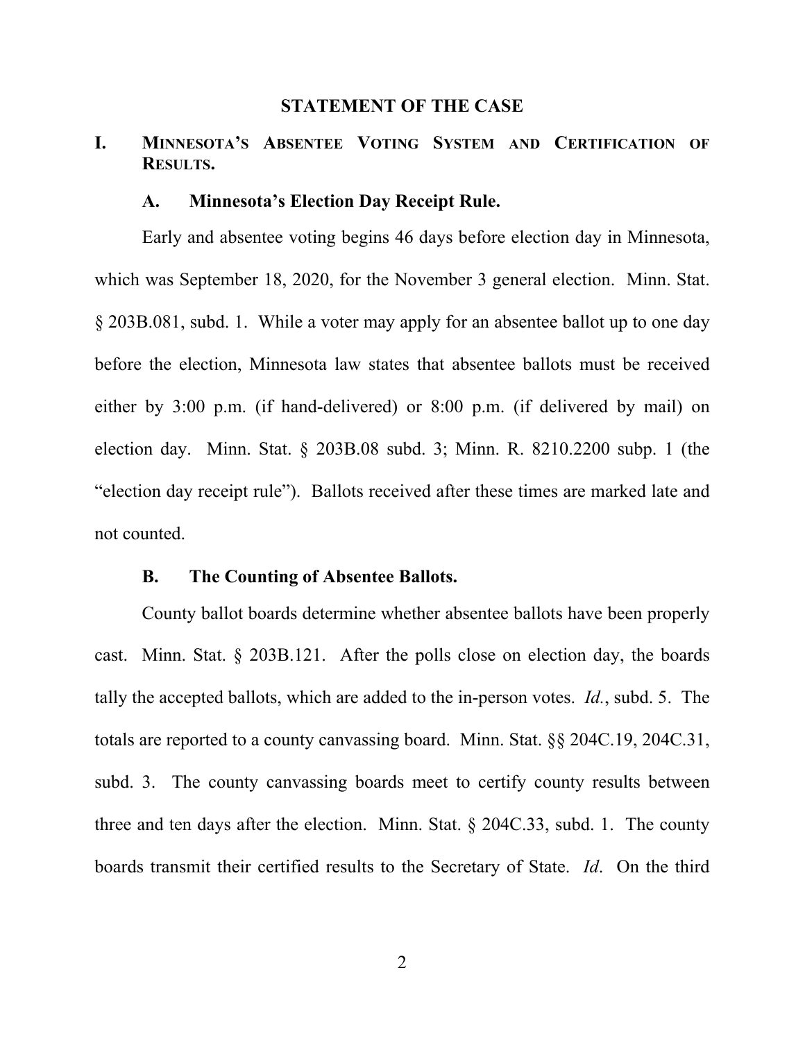## STATEMENT OF THE CASE

### I. MINNESOTA'S ABSENTEE VOTING SYSTEM AND CERTIFICATION OF RESULTS.

#### A. Minnesota's Election Day Receipt Rule.

Early and absentee voting begins 46 days before election day in Minnesota, which was September 18, 2020, for the November 3 general election. Minn. Stat. § 203B.081, subd. 1. While a voter may apply for an absentee ballot up to one day before the election, Minnesota law states that absentee ballots must be received either by 3:00 p.m. (if hand-delivered) or 8:00 p.m. (if delivered by mail) on election day. Minn. Stat. § 203B.08 subd. 3; Minn. R. 8210.2200 subp. 1 (the "election day receipt rule"). Ballots received after these times are marked late and not counted.

#### B. The Counting of Absentee Ballots.

County ballot boards determine whether absentee ballots have been properly cast. Minn. Stat. § 203B.121. After the polls close on election day, the boards tally the accepted ballots, which are added to the in-person votes. *Id.*, subd. 5. The totals are reported to a county canvassing board. Minn. Stat. §§ 204C.19, 204C.31, subd. 3. The county canvassing boards meet to certify county results between three and ten days after the election. Minn. Stat. § 204C.33, subd. 1. The county boards transmit their certified results to the Secretary of State. *Id*. On the third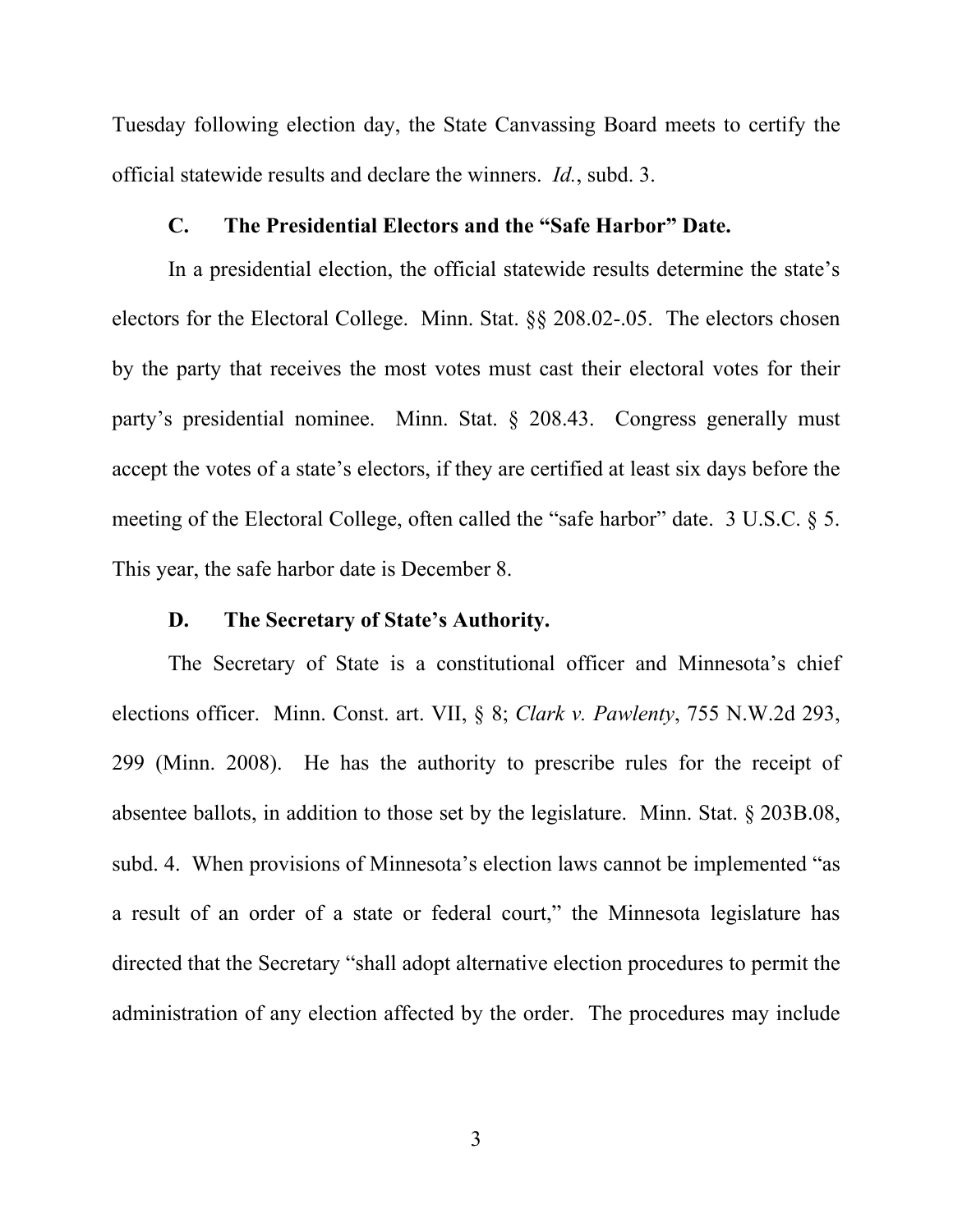Tuesday following election day, the State Canvassing Board meets to certify the official statewide results and declare the winners. *Id.*, subd. 3.

### C. The Presidential Electors and the "Safe Harbor" Date.

In a presidential election, the official statewide results determine the state's electors for the Electoral College. Minn. Stat. §§ 208.02-.05. The electors chosen by the party that receives the most votes must cast their electoral votes for their party's presidential nominee. Minn. Stat. § 208.43. Congress generally must accept the votes of a state's electors, if they are certified at least six days before the meeting of the Electoral College, often called the "safe harbor" date. 3 U.S.C. § 5. This year, the safe harbor date is December 8.

### D. The Secretary of State's Authority.

The Secretary of State is a constitutional officer and Minnesota's chief elections officer. Minn. Const. art. VII, § 8; *Clark v. Pawlenty*, 755 N.W.2d 293, 299 (Minn. 2008). He has the authority to prescribe rules for the receipt of absentee ballots, in addition to those set by the legislature. Minn. Stat. § 203B.08, subd. 4. When provisions of Minnesota's election laws cannot be implemented "as a result of an order of a state or federal court," the Minnesota legislature has directed that the Secretary "shall adopt alternative election procedures to permit the administration of any election affected by the order. The procedures may include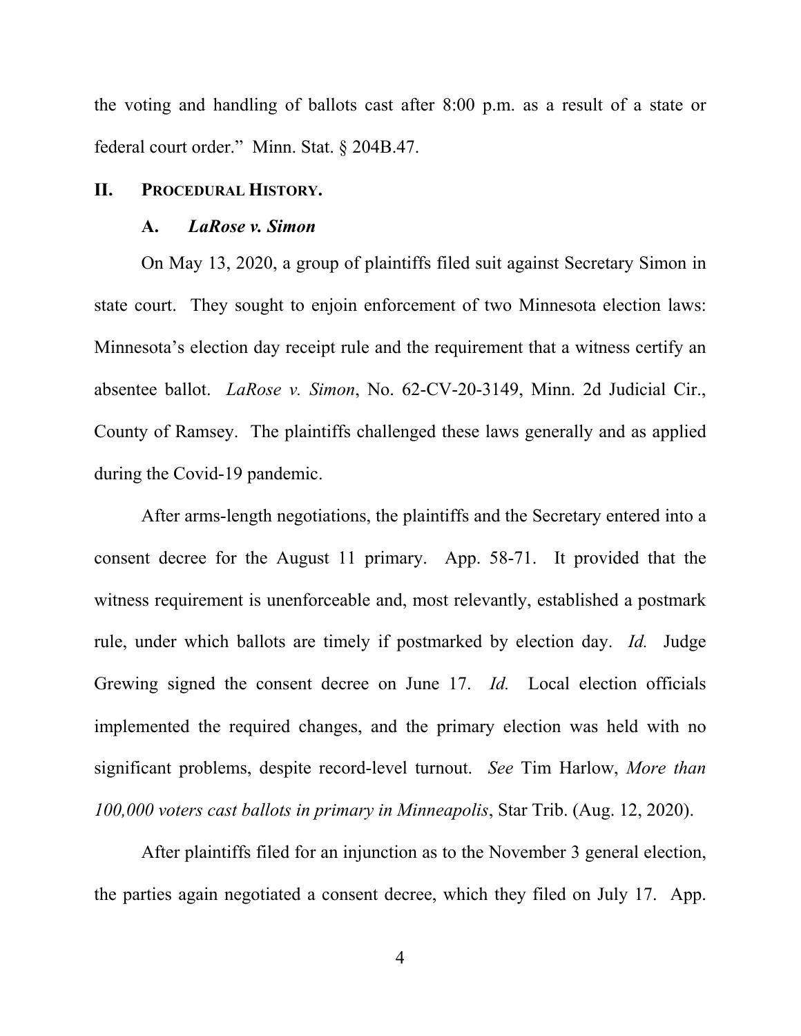the voting and handling of ballots cast after 8:00 p.m. as a result of a state or federal court order." Minn. Stat. § 204B.47.

## II. PROCEDURAL HISTORY.

### A. *LaRose v. Simon*

On May 13, 2020, a group of plaintiffs filed suit against Secretary Simon in state court. They sought to enjoin enforcement of two Minnesota election laws: Minnesota's election day receipt rule and the requirement that a witness certify an absentee ballot. *LaRose v. Simon*, No. 62-CV-20-3149, Minn. 2d Judicial Cir., County of Ramsey. The plaintiffs challenged these laws generally and as applied during the Covid-19 pandemic.

After arms-length negotiations, the plaintiffs and the Secretary entered into a consent decree for the August 11 primary. App. 58-71. It provided that the witness requirement is unenforceable and, most relevantly, established a postmark rule, under which ballots are timely if postmarked by election day. *Id.* Judge Grewing signed the consent decree on June 17. *Id.* Local election officials implemented the required changes, and the primary election was held with no significant problems, despite record-level turnout. *See* Tim Harlow, *More than 100,000 voters cast ballots in primary in Minneapolis*, Star Trib. (Aug. 12, 2020).

After plaintiffs filed for an injunction as to the November 3 general election, the parties again negotiated a consent decree, which they filed on July 17. App.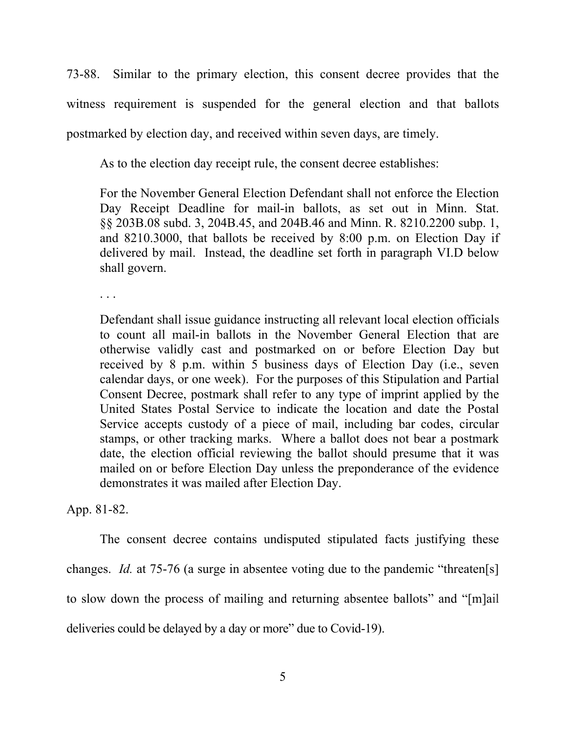73-88. Similar to the primary election, this consent decree provides that the witness requirement is suspended for the general election and that ballots postmarked by election day, and received within seven days, are timely.

As to the election day receipt rule, the consent decree establishes:

> For the November General Election Defendant shall not enforce the Election Day Receipt Deadline for mail-in ballots, as set out in Minn. Stat. §§ 203B.08 subd. 3, 204B.45, and 204B.46 and Minn. R. 8210.2200 subp. 1, and 8210.3000, that ballots be received by 8:00 p.m. on Election Day if delivered by mail. Instead, the deadline set forth in paragraph VI.D below shall govern.
>
> . . .
>
> Defendant shall issue guidance instructing all relevant local election officials to count all mail-in ballots in the November General Election that are otherwise validly cast and postmarked on or before Election Day but received by 8 p.m. within 5 business days of Election Day (i.e., seven calendar days, or one week). For the purposes of this Stipulation and Partial Consent Decree, postmark shall refer to any type of imprint applied by the United States Postal Service to indicate the location and date the Postal Service accepts custody of a piece of mail, including bar codes, circular stamps, or other tracking marks. Where a ballot does not bear a postmark date, the election official reviewing the ballot should presume that it was mailed on or before Election Day unless the preponderance of the evidence demonstrates it was mailed after Election Day.

App. 81-82.

The consent decree contains undisputed stipulated facts justifying these changes. *Id.* at 75-76 (a surge in absentee voting due to the pandemic "threaten[s] to slow down the process of mailing and returning absentee ballots" and "[m]ail deliveries could be delayed by a day or more" due to Covid-19).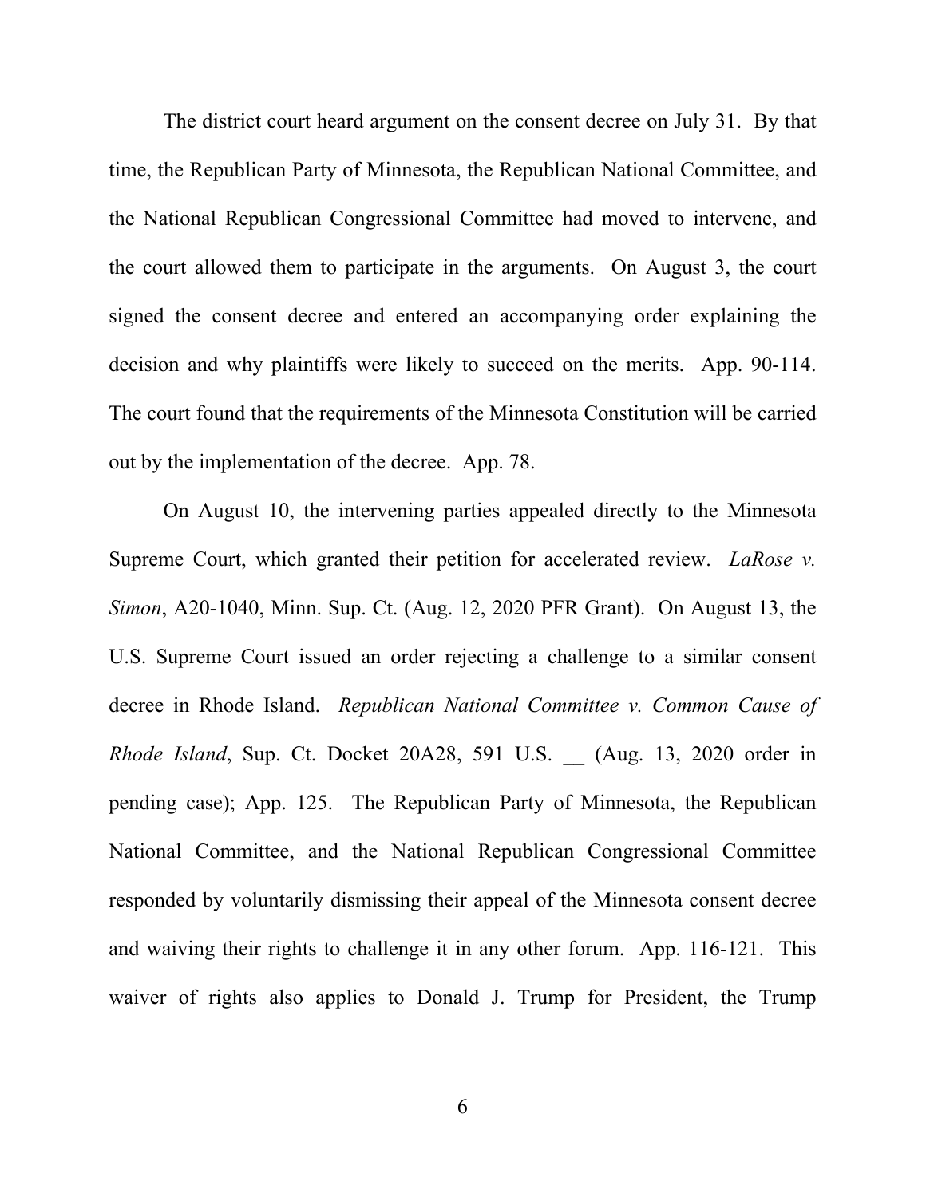The district court heard argument on the consent decree on July 31. By that time, the Republican Party of Minnesota, the Republican National Committee, and the National Republican Congressional Committee had moved to intervene, and the court allowed them to participate in the arguments. On August 3, the court signed the consent decree and entered an accompanying order explaining the decision and why plaintiffs were likely to succeed on the merits. App. 90-114. The court found that the requirements of the Minnesota Constitution will be carried out by the implementation of the decree. App. 78.

On August 10, the intervening parties appealed directly to the Minnesota Supreme Court, which granted their petition for accelerated review. *LaRose v. Simon*, A20-1040, Minn. Sup. Ct. (Aug. 12, 2020 PFR Grant). On August 13, the U.S. Supreme Court issued an order rejecting a challenge to a similar consent decree in Rhode Island. *Republican National Committee v. Common Cause of Rhode Island*, Sup. Ct. Docket 20A28, 591 U.S. __ (Aug. 13, 2020 order in pending case); App. 125. The Republican Party of Minnesota, the Republican National Committee, and the National Republican Congressional Committee responded by voluntarily dismissing their appeal of the Minnesota consent decree and waiving their rights to challenge it in any other forum. App. 116-121. This waiver of rights also applies to Donald J. Trump for President, the Trump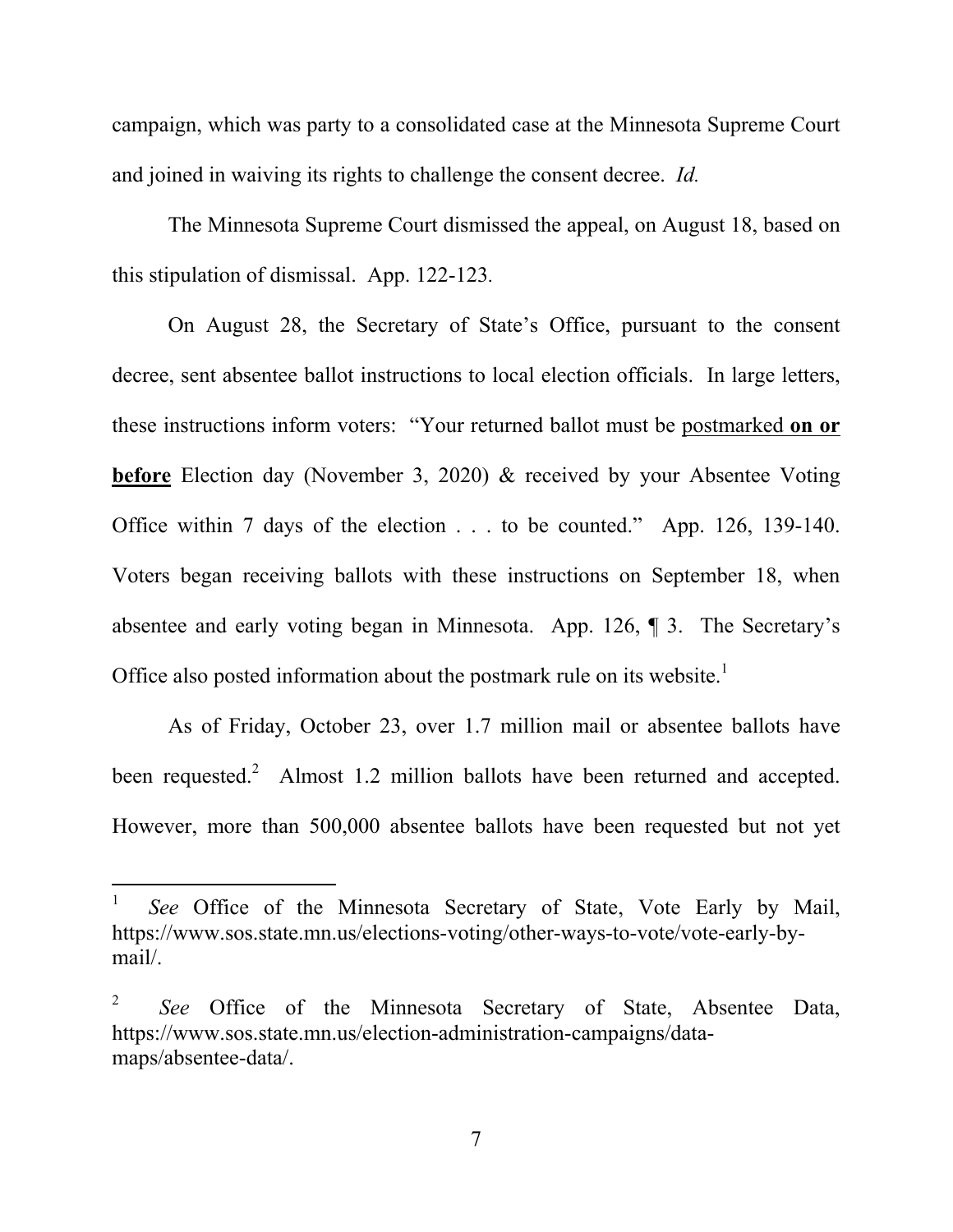campaign, which was party to a consolidated case at the Minnesota Supreme Court and joined in waiving its rights to challenge the consent decree. *Id.*

The Minnesota Supreme Court dismissed the appeal, on August 18, based on this stipulation of dismissal. App. 122-123.

On August 28, the Secretary of State's Office, pursuant to the consent decree, sent absentee ballot instructions to local election officials. In large letters, these instructions inform voters: "Your returned ballot must be postmarked **on or before** Election day (November 3, 2020) & received by your Absentee Voting Office within 7 days of the election . . . to be counted." App. 126, 139-140. Voters began receiving ballots with these instructions on September 18, when absentee and early voting began in Minnesota. App. 126, ¶ 3. The Secretary's Office also posted information about the postmark rule on its website.[1]

As of Friday, October 23, over 1.7 million mail or absentee ballots have been requested.[2] Almost 1.2 million ballots have been returned and accepted. However, more than 500,000 absentee ballots have been requested but not yet

---

[1] *See* Office of the Minnesota Secretary of State, Vote Early by Mail, https://www.sos.state.mn.us/elections-voting/other-ways-to-vote/vote-early-by-mail/.

[2] *See* Office of the Minnesota Secretary of State, Absentee Data, https://www.sos.state.mn.us/election-administration-campaigns/data-maps/absentee-data/.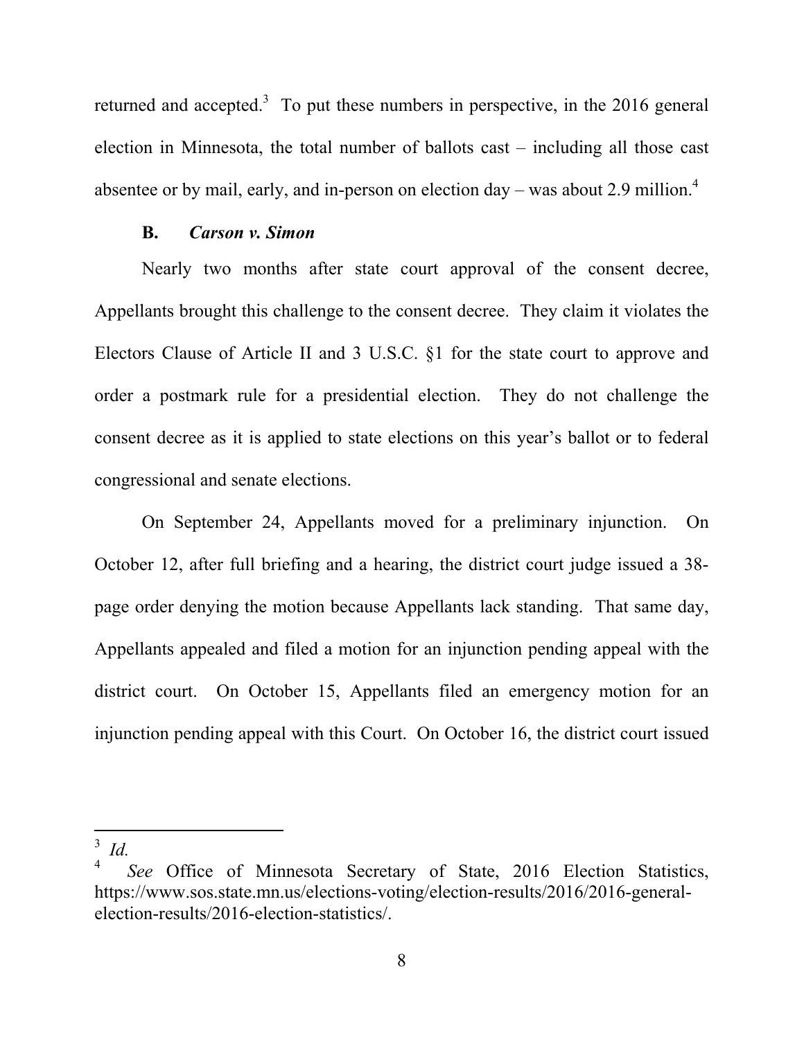returned and accepted.[3] To put these numbers in perspective, in the 2016 general election in Minnesota, the total number of ballots cast – including all those cast absentee or by mail, early, and in-person on election day – was about 2.9 million.[4]

### B. *Carson v. Simon*

Nearly two months after state court approval of the consent decree, Appellants brought this challenge to the consent decree. They claim it violates the Electors Clause of Article II and 3 U.S.C. §1 for the state court to approve and order a postmark rule for a presidential election. They do not challenge the consent decree as it is applied to state elections on this year's ballot or to federal congressional and senate elections.

On September 24, Appellants moved for a preliminary injunction. On October 12, after full briefing and a hearing, the district court judge issued a 38-page order denying the motion because Appellants lack standing. That same day, Appellants appealed and filed a motion for an injunction pending appeal with the district court. On October 15, Appellants filed an emergency motion for an injunction pending appeal with this Court. On October 16, the district court issued

---

[3] *Id.*

[4] *See* Office of Minnesota Secretary of State, 2016 Election Statistics, https://www.sos.state.mn.us/elections-voting/election-results/2016/2016-general-election-results/2016-election-statistics/.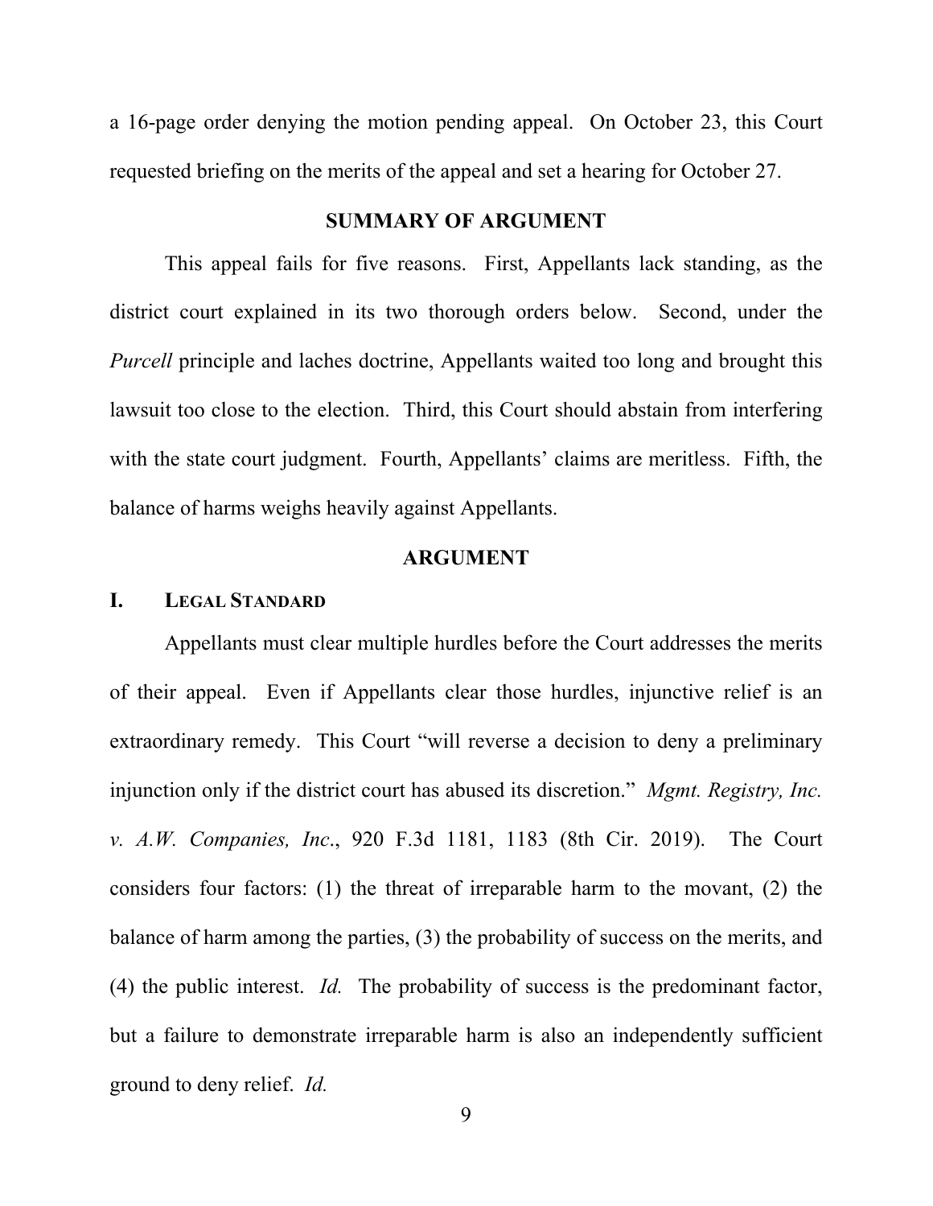a 16-page order denying the motion pending appeal. On October 23, this Court requested briefing on the merits of the appeal and set a hearing for October 27.

## SUMMARY OF ARGUMENT

This appeal fails for five reasons. First, Appellants lack standing, as the district court explained in its two thorough orders below. Second, under the *Purcell* principle and laches doctrine, Appellants waited too long and brought this lawsuit too close to the election. Third, this Court should abstain from interfering with the state court judgment. Fourth, Appellants' claims are meritless. Fifth, the balance of harms weighs heavily against Appellants.

## ARGUMENT

### I. LEGAL STANDARD

Appellants must clear multiple hurdles before the Court addresses the merits of their appeal. Even if Appellants clear those hurdles, injunctive relief is an extraordinary remedy. This Court "will reverse a decision to deny a preliminary injunction only if the district court has abused its discretion." *Mgmt. Registry, Inc. v. A.W. Companies, Inc.*, 920 F.3d 1181, 1183 (8th Cir. 2019). The Court considers four factors: (1) the threat of irreparable harm to the movant, (2) the balance of harm among the parties, (3) the probability of success on the merits, and (4) the public interest. *Id.* The probability of success is the predominant factor, but a failure to demonstrate irreparable harm is also an independently sufficient ground to deny relief. *Id.*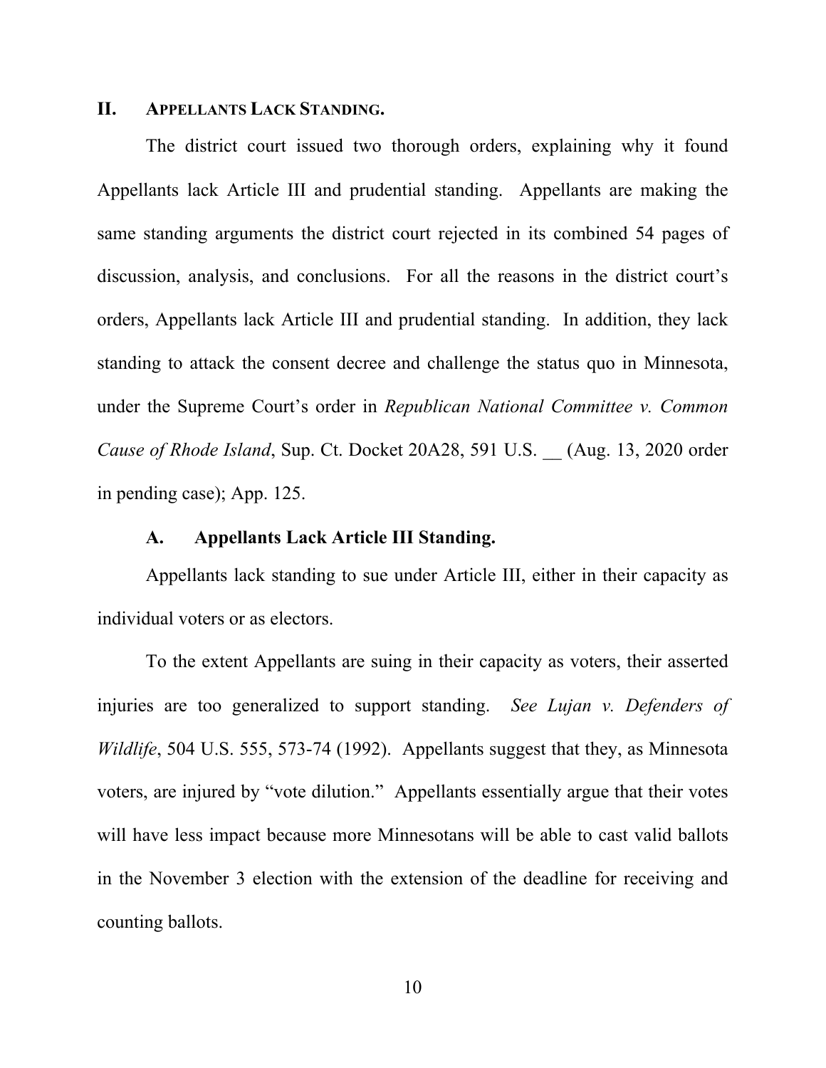## II. APPELLANTS LACK STANDING.

The district court issued two thorough orders, explaining why it found Appellants lack Article III and prudential standing. Appellants are making the same standing arguments the district court rejected in its combined 54 pages of discussion, analysis, and conclusions. For all the reasons in the district court's orders, Appellants lack Article III and prudential standing. In addition, they lack standing to attack the consent decree and challenge the status quo in Minnesota, under the Supreme Court's order in *Republican National Committee v. Common Cause of Rhode Island*, Sup. Ct. Docket 20A28, 591 U.S. __ (Aug. 13, 2020 order in pending case); App. 125.

### A. Appellants Lack Article III Standing.

Appellants lack standing to sue under Article III, either in their capacity as individual voters or as electors.

To the extent Appellants are suing in their capacity as voters, their asserted injuries are too generalized to support standing. *See Lujan v. Defenders of Wildlife*, 504 U.S. 555, 573-74 (1992). Appellants suggest that they, as Minnesota voters, are injured by "vote dilution." Appellants essentially argue that their votes will have less impact because more Minnesotans will be able to cast valid ballots in the November 3 election with the extension of the deadline for receiving and counting ballots.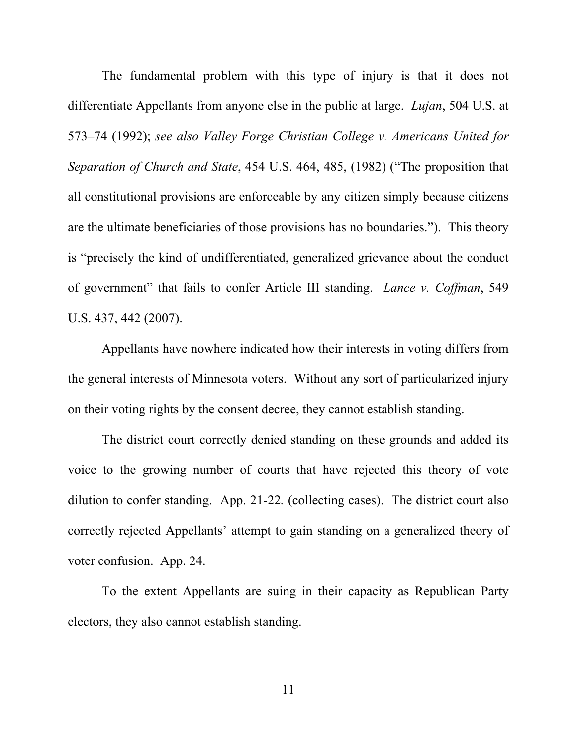The fundamental problem with this type of injury is that it does not differentiate Appellants from anyone else in the public at large. *Lujan*, 504 U.S. at 573–74 (1992); *see also Valley Forge Christian College v. Americans United for Separation of Church and State*, 454 U.S. 464, 485, (1982) ("The proposition that all constitutional provisions are enforceable by any citizen simply because citizens are the ultimate beneficiaries of those provisions has no boundaries."). This theory is "precisely the kind of undifferentiated, generalized grievance about the conduct of government" that fails to confer Article III standing. *Lance v. Coffman*, 549 U.S. 437, 442 (2007).

Appellants have nowhere indicated how their interests in voting differs from the general interests of Minnesota voters. Without any sort of particularized injury on their voting rights by the consent decree, they cannot establish standing.

The district court correctly denied standing on these grounds and added its voice to the growing number of courts that have rejected this theory of vote dilution to confer standing. App. 21-22*.* (collecting cases). The district court also correctly rejected Appellants' attempt to gain standing on a generalized theory of voter confusion. App. 24.

To the extent Appellants are suing in their capacity as Republican Party electors, they also cannot establish standing.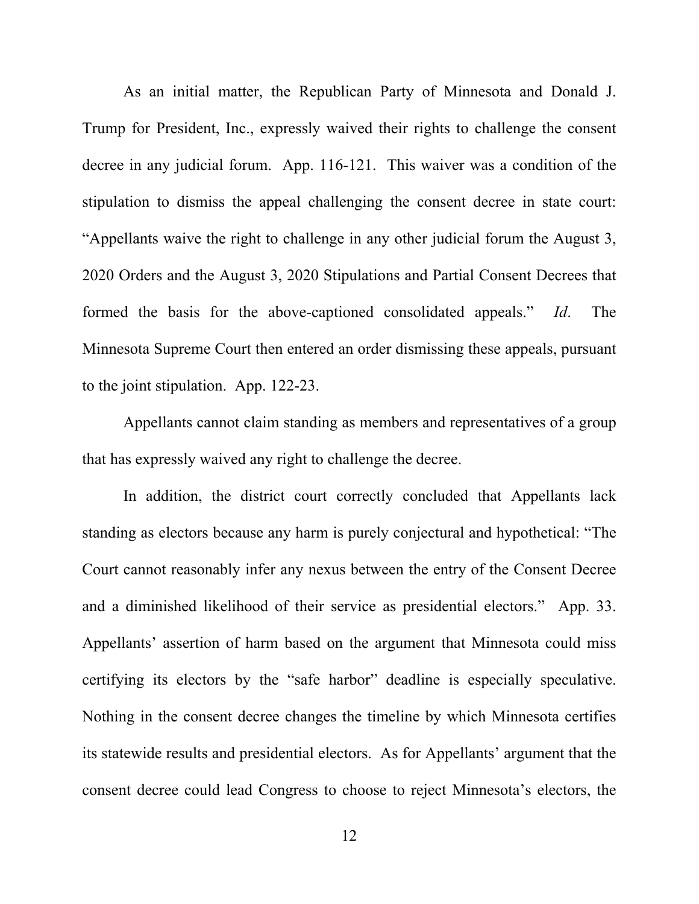As an initial matter, the Republican Party of Minnesota and Donald J. Trump for President, Inc., expressly waived their rights to challenge the consent decree in any judicial forum. App. 116-121. This waiver was a condition of the stipulation to dismiss the appeal challenging the consent decree in state court: "Appellants waive the right to challenge in any other judicial forum the August 3, 2020 Orders and the August 3, 2020 Stipulations and Partial Consent Decrees that formed the basis for the above-captioned consolidated appeals." *Id*. The Minnesota Supreme Court then entered an order dismissing these appeals, pursuant to the joint stipulation. App. 122-23.

Appellants cannot claim standing as members and representatives of a group that has expressly waived any right to challenge the decree.

In addition, the district court correctly concluded that Appellants lack standing as electors because any harm is purely conjectural and hypothetical: "The Court cannot reasonably infer any nexus between the entry of the Consent Decree and a diminished likelihood of their service as presidential electors." App. 33. Appellants' assertion of harm based on the argument that Minnesota could miss certifying its electors by the "safe harbor" deadline is especially speculative. Nothing in the consent decree changes the timeline by which Minnesota certifies its statewide results and presidential electors. As for Appellants' argument that the consent decree could lead Congress to choose to reject Minnesota's electors, the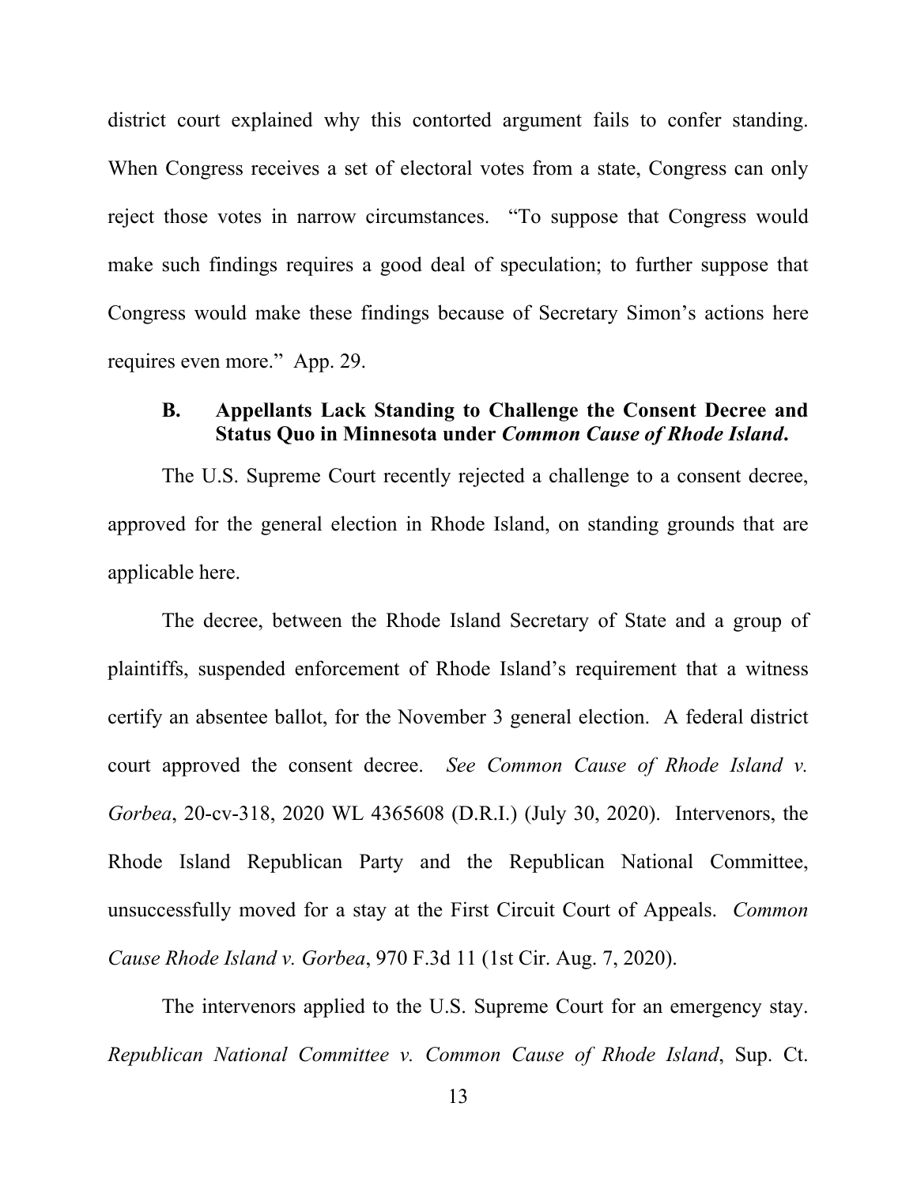district court explained why this contorted argument fails to confer standing. When Congress receives a set of electoral votes from a state, Congress can only reject those votes in narrow circumstances. "To suppose that Congress would make such findings requires a good deal of speculation; to further suppose that Congress would make these findings because of Secretary Simon's actions here requires even more." App. 29.

### B. Appellants Lack Standing to Challenge the Consent Decree and Status Quo in Minnesota under *Common Cause of Rhode Island*.

The U.S. Supreme Court recently rejected a challenge to a consent decree, approved for the general election in Rhode Island, on standing grounds that are applicable here.

The decree, between the Rhode Island Secretary of State and a group of plaintiffs, suspended enforcement of Rhode Island's requirement that a witness certify an absentee ballot, for the November 3 general election. A federal district court approved the consent decree. *See Common Cause of Rhode Island v. Gorbea*, 20-cv-318, 2020 WL 4365608 (D.R.I.) (July 30, 2020). Intervenors, the Rhode Island Republican Party and the Republican National Committee, unsuccessfully moved for a stay at the First Circuit Court of Appeals. *Common Cause Rhode Island v. Gorbea*, 970 F.3d 11 (1st Cir. Aug. 7, 2020).

The intervenors applied to the U.S. Supreme Court for an emergency stay. *Republican National Committee v. Common Cause of Rhode Island*, Sup. Ct.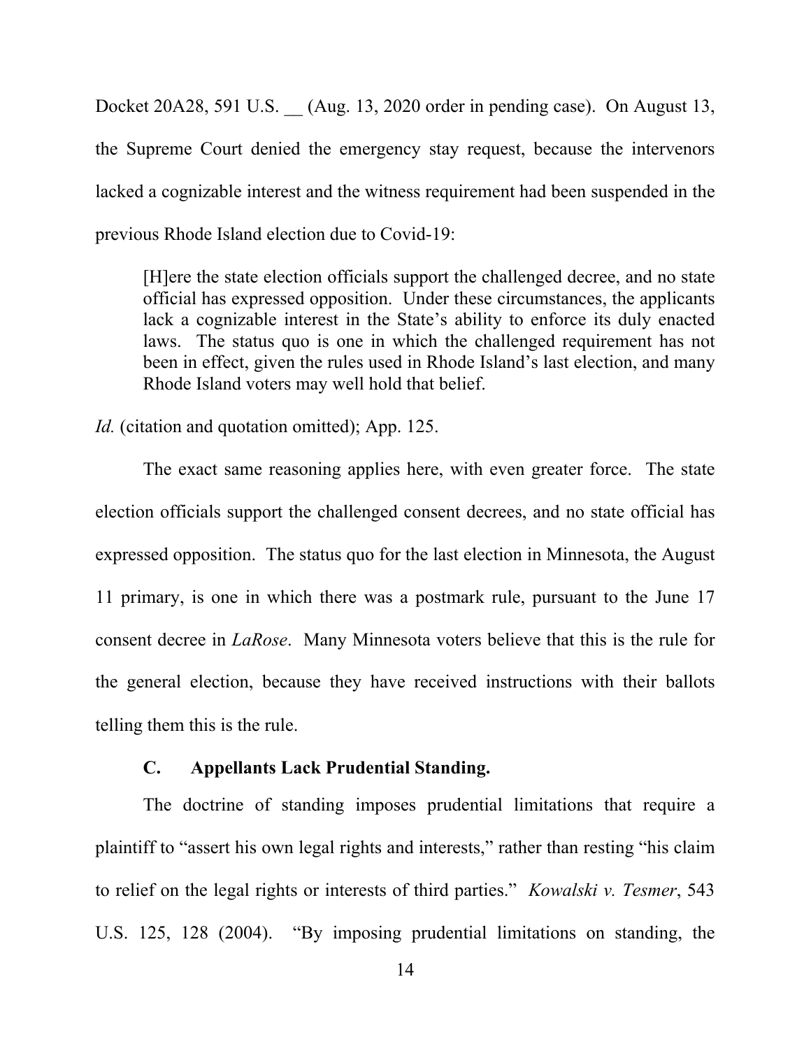Docket 20A28, 591 U.S. __ (Aug. 13, 2020 order in pending case). On August 13, the Supreme Court denied the emergency stay request, because the intervenors lacked a cognizable interest and the witness requirement had been suspended in the previous Rhode Island election due to Covid-19:

> [H]ere the state election officials support the challenged decree, and no state official has expressed opposition. Under these circumstances, the applicants lack a cognizable interest in the State's ability to enforce its duly enacted laws. The status quo is one in which the challenged requirement has not been in effect, given the rules used in Rhode Island's last election, and many Rhode Island voters may well hold that belief.

*Id.* (citation and quotation omitted); App. 125.

The exact same reasoning applies here, with even greater force. The state election officials support the challenged consent decrees, and no state official has expressed opposition. The status quo for the last election in Minnesota, the August 11 primary, is one in which there was a postmark rule, pursuant to the June 17 consent decree in *LaRose*. Many Minnesota voters believe that this is the rule for the general election, because they have received instructions with their ballots telling them this is the rule.

### C. Appellants Lack Prudential Standing.

The doctrine of standing imposes prudential limitations that require a plaintiff to "assert his own legal rights and interests," rather than resting "his claim to relief on the legal rights or interests of third parties." *Kowalski v. Tesmer*, 543 U.S. 125, 128 (2004). "By imposing prudential limitations on standing, the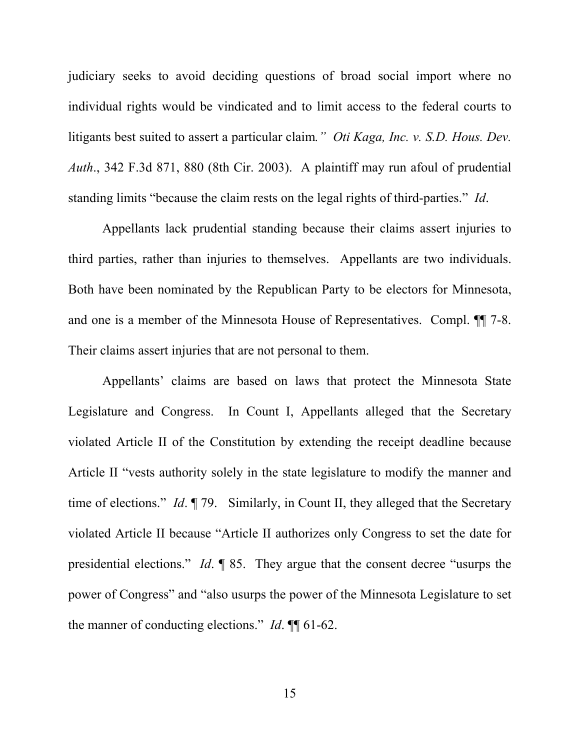judiciary seeks to avoid deciding questions of broad social import where no individual rights would be vindicated and to limit access to the federal courts to litigants best suited to assert a particular claim." *Oti Kaga, Inc. v. S.D. Hous. Dev. Auth*., 342 F.3d 871, 880 (8th Cir. 2003). A plaintiff may run afoul of prudential standing limits "because the claim rests on the legal rights of third-parties." *Id*.

Appellants lack prudential standing because their claims assert injuries to third parties, rather than injuries to themselves. Appellants are two individuals. Both have been nominated by the Republican Party to be electors for Minnesota, and one is a member of the Minnesota House of Representatives. Compl. ¶¶ 7-8. Their claims assert injuries that are not personal to them.

Appellants' claims are based on laws that protect the Minnesota State Legislature and Congress. In Count I, Appellants alleged that the Secretary violated Article II of the Constitution by extending the receipt deadline because Article II "vests authority solely in the state legislature to modify the manner and time of elections." *Id*. ¶ 79. Similarly, in Count II, they alleged that the Secretary violated Article II because "Article II authorizes only Congress to set the date for presidential elections." *Id*. ¶ 85. They argue that the consent decree "usurps the power of Congress" and "also usurps the power of the Minnesota Legislature to set the manner of conducting elections." *Id*. ¶¶ 61-62.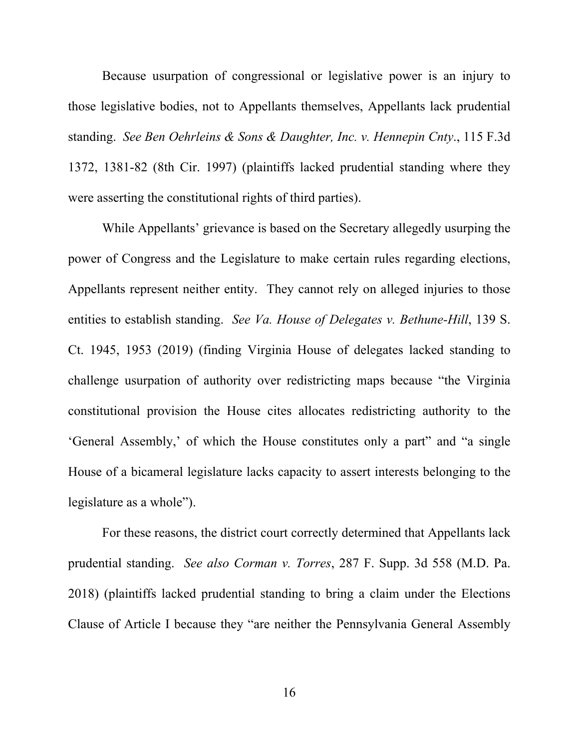Because usurpation of congressional or legislative power is an injury to those legislative bodies, not to Appellants themselves, Appellants lack prudential standing. *See Ben Oehrleins & Sons & Daughter, Inc. v. Hennepin Cnty*., 115 F.3d 1372, 1381-82 (8th Cir. 1997) (plaintiffs lacked prudential standing where they were asserting the constitutional rights of third parties).

While Appellants' grievance is based on the Secretary allegedly usurping the power of Congress and the Legislature to make certain rules regarding elections, Appellants represent neither entity. They cannot rely on alleged injuries to those entities to establish standing. *See Va. House of Delegates v. Bethune-Hill*, 139 S. Ct. 1945, 1953 (2019) (finding Virginia House of delegates lacked standing to challenge usurpation of authority over redistricting maps because "the Virginia constitutional provision the House cites allocates redistricting authority to the 'General Assembly,' of which the House constitutes only a part" and "a single House of a bicameral legislature lacks capacity to assert interests belonging to the legislature as a whole").

For these reasons, the district court correctly determined that Appellants lack prudential standing. *See also Corman v. Torres*, 287 F. Supp. 3d 558 (M.D. Pa. 2018) (plaintiffs lacked prudential standing to bring a claim under the Elections Clause of Article I because they "are neither the Pennsylvania General Assembly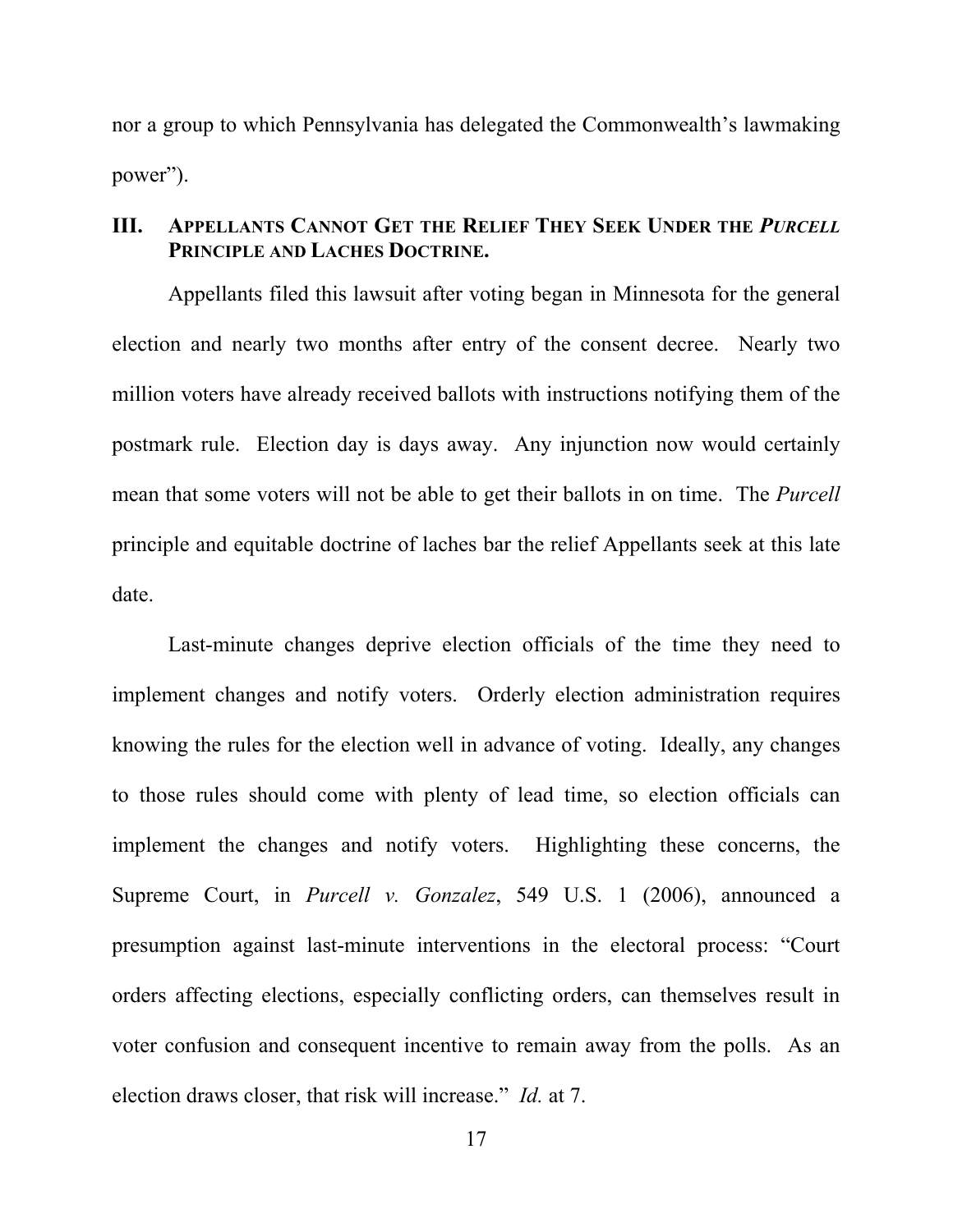nor a group to which Pennsylvania has delegated the Commonwealth's lawmaking power").

## III. Appellants Cannot Get the Relief They Seek Under the *Purcell* Principle and Laches Doctrine.

Appellants filed this lawsuit after voting began in Minnesota for the general election and nearly two months after entry of the consent decree. Nearly two million voters have already received ballots with instructions notifying them of the postmark rule. Election day is days away. Any injunction now would certainly mean that some voters will not be able to get their ballots in on time. The *Purcell* principle and equitable doctrine of laches bar the relief Appellants seek at this late date.

Last-minute changes deprive election officials of the time they need to implement changes and notify voters. Orderly election administration requires knowing the rules for the election well in advance of voting. Ideally, any changes to those rules should come with plenty of lead time, so election officials can implement the changes and notify voters. Highlighting these concerns, the Supreme Court, in *Purcell v. Gonzalez*, 549 U.S. 1 (2006), announced a presumption against last-minute interventions in the electoral process: "Court orders affecting elections, especially conflicting orders, can themselves result in voter confusion and consequent incentive to remain away from the polls. As an election draws closer, that risk will increase." *Id.* at 7.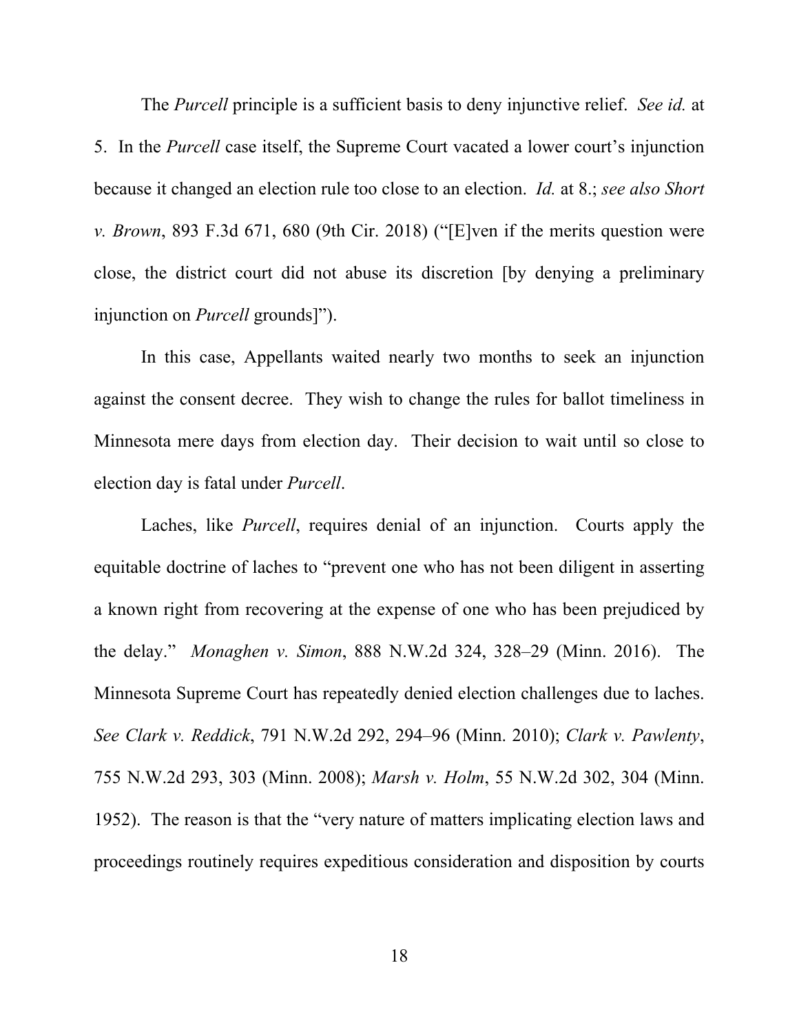The *Purcell* principle is a sufficient basis to deny injunctive relief. *See id.* at 5. In the *Purcell* case itself, the Supreme Court vacated a lower court's injunction because it changed an election rule too close to an election. *Id.* at 8.; *see also Short v. Brown*, 893 F.3d 671, 680 (9th Cir. 2018) ("[E]ven if the merits question were close, the district court did not abuse its discretion [by denying a preliminary injunction on *Purcell* grounds]").

In this case, Appellants waited nearly two months to seek an injunction against the consent decree. They wish to change the rules for ballot timeliness in Minnesota mere days from election day. Their decision to wait until so close to election day is fatal under *Purcell*.

Laches, like *Purcell*, requires denial of an injunction. Courts apply the equitable doctrine of laches to "prevent one who has not been diligent in asserting a known right from recovering at the expense of one who has been prejudiced by the delay." *Monaghen v. Simon*, 888 N.W.2d 324, 328–29 (Minn. 2016). The Minnesota Supreme Court has repeatedly denied election challenges due to laches. *See Clark v. Reddick*, 791 N.W.2d 292, 294–96 (Minn. 2010); *Clark v. Pawlenty*, 755 N.W.2d 293, 303 (Minn. 2008); *Marsh v. Holm*, 55 N.W.2d 302, 304 (Minn. 1952). The reason is that the "very nature of matters implicating election laws and proceedings routinely requires expeditious consideration and disposition by courts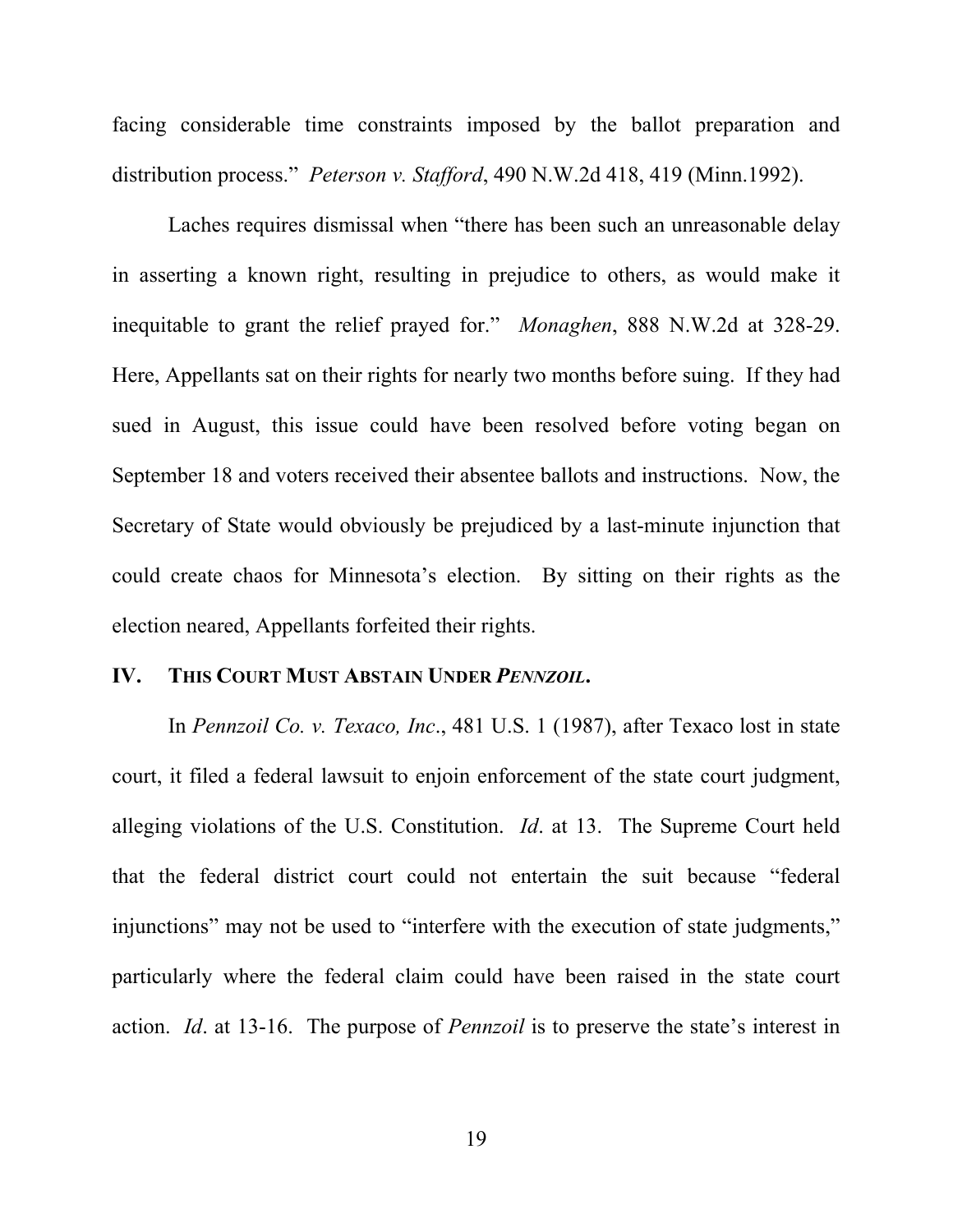facing considerable time constraints imposed by the ballot preparation and distribution process." *Peterson v. Stafford*, 490 N.W.2d 418, 419 (Minn.1992).

Laches requires dismissal when "there has been such an unreasonable delay in asserting a known right, resulting in prejudice to others, as would make it inequitable to grant the relief prayed for." *Monaghen*, 888 N.W.2d at 328-29. Here, Appellants sat on their rights for nearly two months before suing. If they had sued in August, this issue could have been resolved before voting began on September 18 and voters received their absentee ballots and instructions. Now, the Secretary of State would obviously be prejudiced by a last-minute injunction that could create chaos for Minnesota's election. By sitting on their rights as the election neared, Appellants forfeited their rights.

## IV. THIS COURT MUST ABSTAIN UNDER *PENNZOIL*.

In *Pennzoil Co. v. Texaco, Inc*., 481 U.S. 1 (1987), after Texaco lost in state court, it filed a federal lawsuit to enjoin enforcement of the state court judgment, alleging violations of the U.S. Constitution. *Id*. at 13. The Supreme Court held that the federal district court could not entertain the suit because "federal injunctions" may not be used to "interfere with the execution of state judgments," particularly where the federal claim could have been raised in the state court action. *Id*. at 13-16. The purpose of *Pennzoil* is to preserve the state's interest in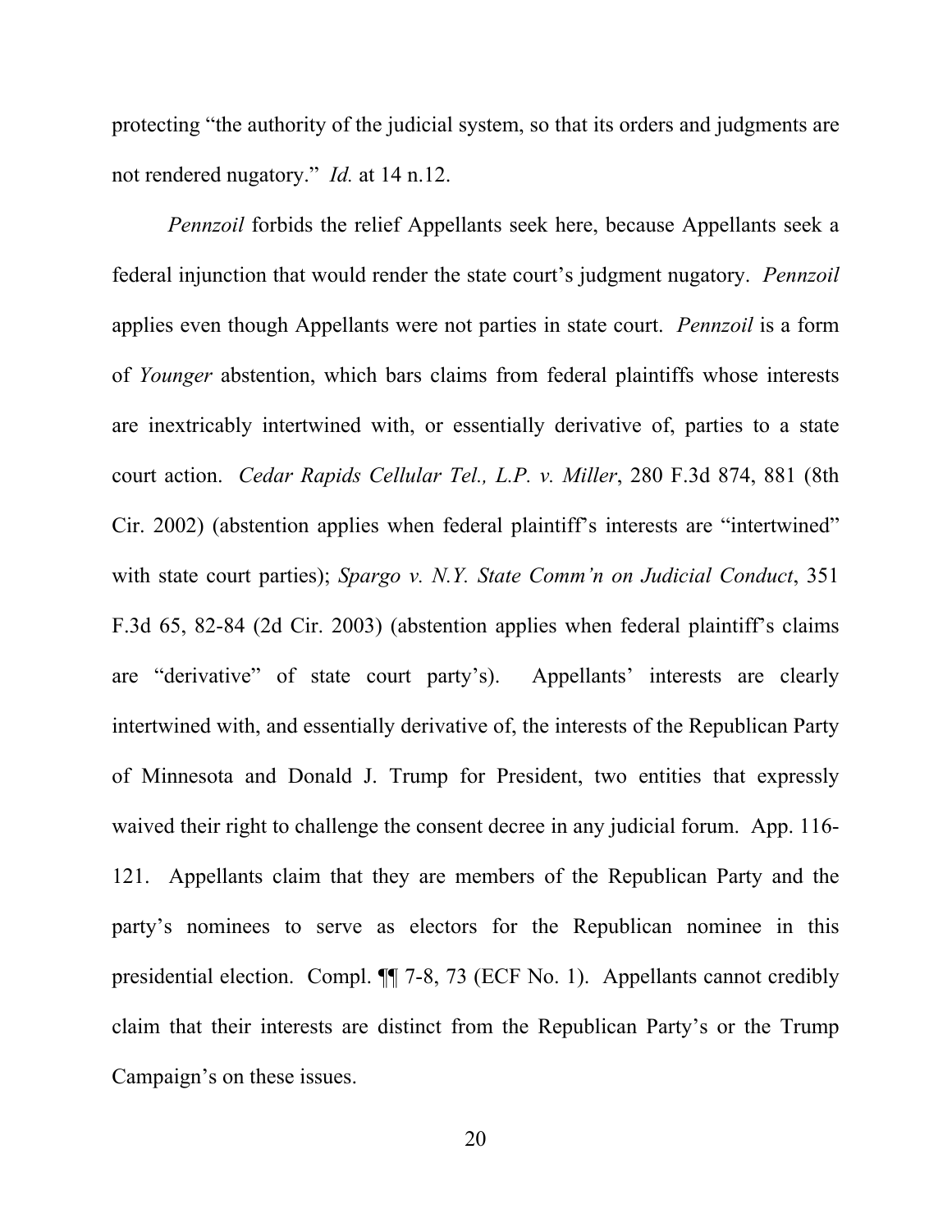protecting "the authority of the judicial system, so that its orders and judgments are not rendered nugatory." *Id.* at 14 n.12.

*Pennzoil* forbids the relief Appellants seek here, because Appellants seek a federal injunction that would render the state court's judgment nugatory. *Pennzoil* applies even though Appellants were not parties in state court. *Pennzoil* is a form of *Younger* abstention, which bars claims from federal plaintiffs whose interests are inextricably intertwined with, or essentially derivative of, parties to a state court action. *Cedar Rapids Cellular Tel., L.P. v. Miller*, 280 F.3d 874, 881 (8th Cir. 2002) (abstention applies when federal plaintiff's interests are "intertwined" with state court parties); *Spargo v. N.Y. State Comm'n on Judicial Conduct*, 351 F.3d 65, 82-84 (2d Cir. 2003) (abstention applies when federal plaintiff's claims are "derivative" of state court party's). Appellants' interests are clearly intertwined with, and essentially derivative of, the interests of the Republican Party of Minnesota and Donald J. Trump for President, two entities that expressly waived their right to challenge the consent decree in any judicial forum. App. 116-121. Appellants claim that they are members of the Republican Party and the party's nominees to serve as electors for the Republican nominee in this presidential election. Compl. ¶¶ 7-8, 73 (ECF No. 1). Appellants cannot credibly claim that their interests are distinct from the Republican Party's or the Trump Campaign's on these issues.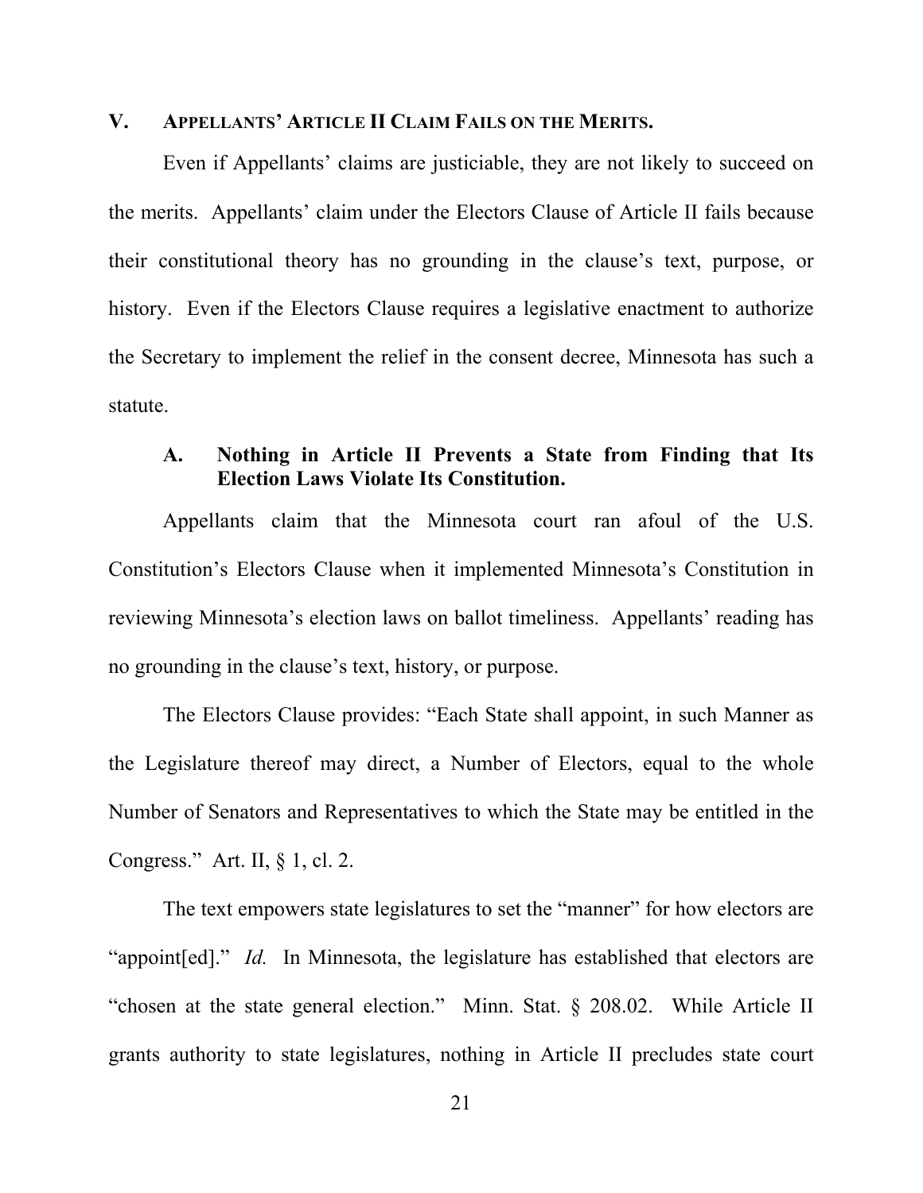## V. APPELLANTS' ARTICLE II CLAIM FAILS ON THE MERITS.

Even if Appellants' claims are justiciable, they are not likely to succeed on the merits. Appellants' claim under the Electors Clause of Article II fails because their constitutional theory has no grounding in the clause's text, purpose, or history. Even if the Electors Clause requires a legislative enactment to authorize the Secretary to implement the relief in the consent decree, Minnesota has such a statute.

### A. Nothing in Article II Prevents a State from Finding that Its Election Laws Violate Its Constitution.

Appellants claim that the Minnesota court ran afoul of the U.S. Constitution's Electors Clause when it implemented Minnesota's Constitution in reviewing Minnesota's election laws on ballot timeliness. Appellants' reading has no grounding in the clause's text, history, or purpose.

The Electors Clause provides: "Each State shall appoint, in such Manner as the Legislature thereof may direct, a Number of Electors, equal to the whole Number of Senators and Representatives to which the State may be entitled in the Congress." Art. II, § 1, cl. 2.

The text empowers state legislatures to set the "manner" for how electors are "appoint[ed]." *Id.* In Minnesota, the legislature has established that electors are "chosen at the state general election." Minn. Stat. § 208.02. While Article II grants authority to state legislatures, nothing in Article II precludes state court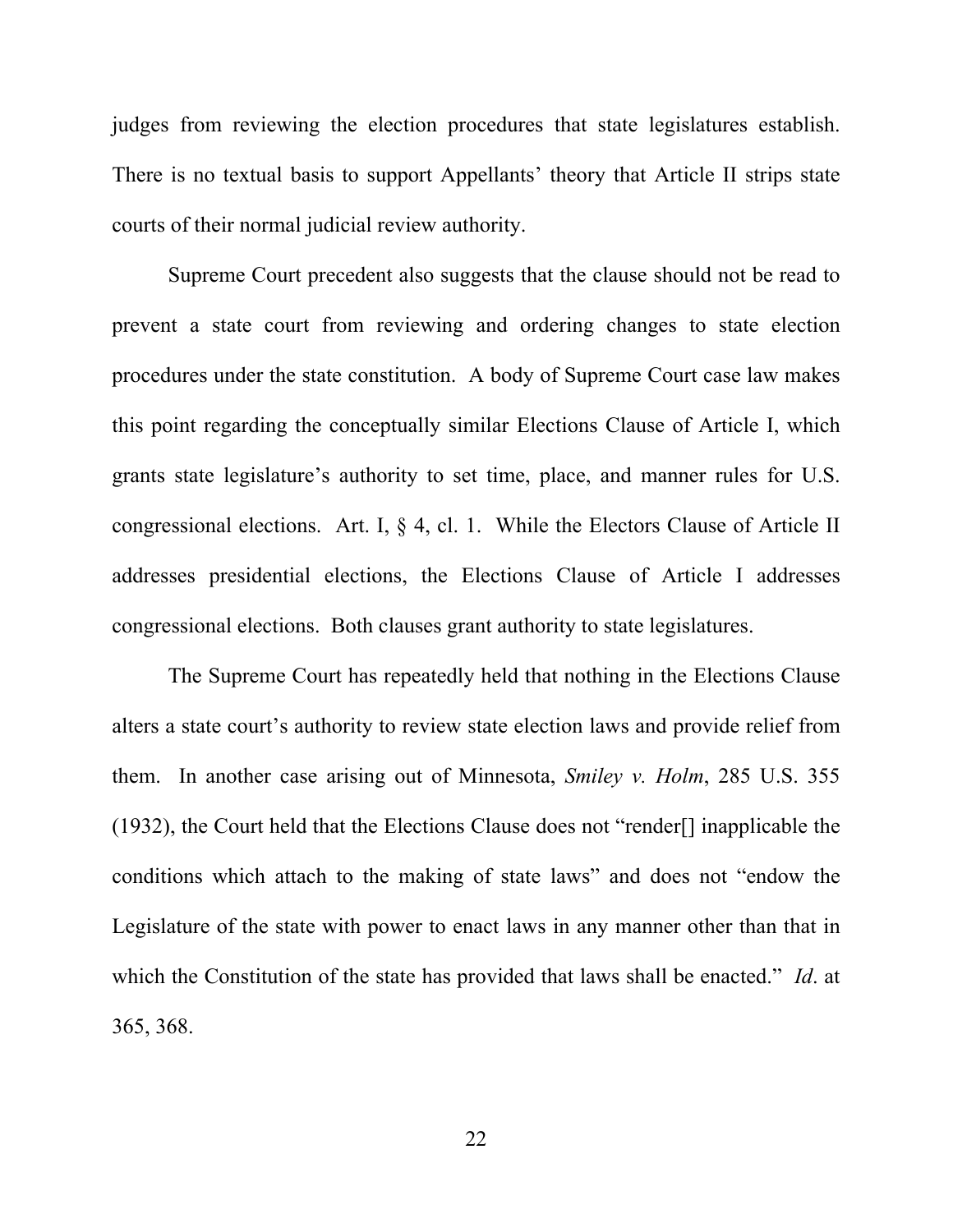judges from reviewing the election procedures that state legislatures establish. There is no textual basis to support Appellants' theory that Article II strips state courts of their normal judicial review authority.

Supreme Court precedent also suggests that the clause should not be read to prevent a state court from reviewing and ordering changes to state election procedures under the state constitution. A body of Supreme Court case law makes this point regarding the conceptually similar Elections Clause of Article I, which grants state legislature's authority to set time, place, and manner rules for U.S. congressional elections. Art. I, § 4, cl. 1. While the Electors Clause of Article II addresses presidential elections, the Elections Clause of Article I addresses congressional elections. Both clauses grant authority to state legislatures.

The Supreme Court has repeatedly held that nothing in the Elections Clause alters a state court's authority to review state election laws and provide relief from them. In another case arising out of Minnesota, *Smiley v. Holm*, 285 U.S. 355 (1932), the Court held that the Elections Clause does not "render[] inapplicable the conditions which attach to the making of state laws" and does not "endow the Legislature of the state with power to enact laws in any manner other than that in which the Constitution of the state has provided that laws shall be enacted." *Id*. at 365, 368.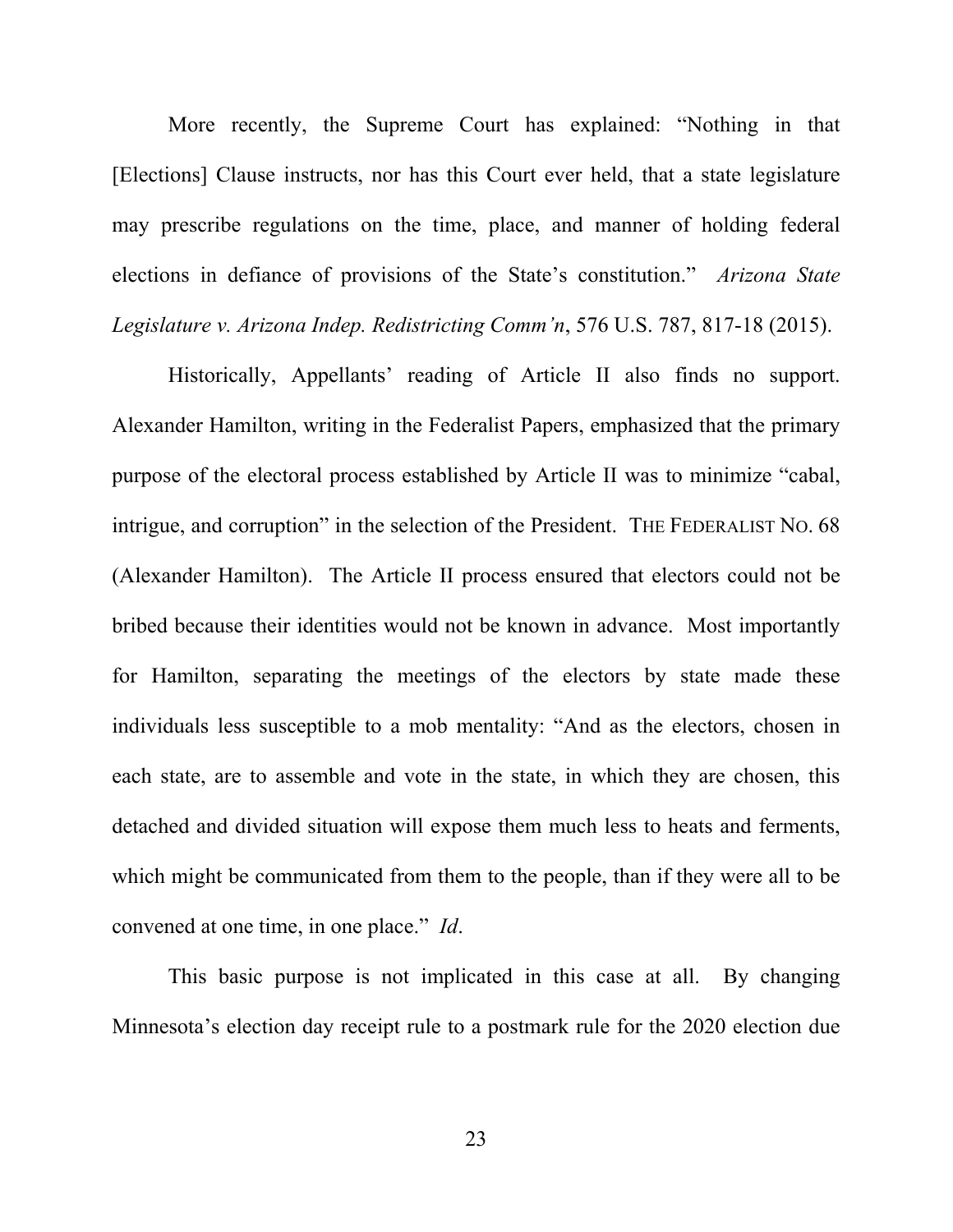More recently, the Supreme Court has explained: "Nothing in that [Elections] Clause instructs, nor has this Court ever held, that a state legislature may prescribe regulations on the time, place, and manner of holding federal elections in defiance of provisions of the State's constitution." *Arizona State Legislature v. Arizona Indep. Redistricting Comm'n*, 576 U.S. 787, 817-18 (2015).

Historically, Appellants' reading of Article II also finds no support. Alexander Hamilton, writing in the Federalist Papers, emphasized that the primary purpose of the electoral process established by Article II was to minimize "cabal, intrigue, and corruption" in the selection of the President. THE FEDERALIST NO. 68 (Alexander Hamilton). The Article II process ensured that electors could not be bribed because their identities would not be known in advance. Most importantly for Hamilton, separating the meetings of the electors by state made these individuals less susceptible to a mob mentality: "And as the electors, chosen in each state, are to assemble and vote in the state, in which they are chosen, this detached and divided situation will expose them much less to heats and ferments, which might be communicated from them to the people, than if they were all to be convened at one time, in one place." *Id*.

This basic purpose is not implicated in this case at all. By changing Minnesota's election day receipt rule to a postmark rule for the 2020 election due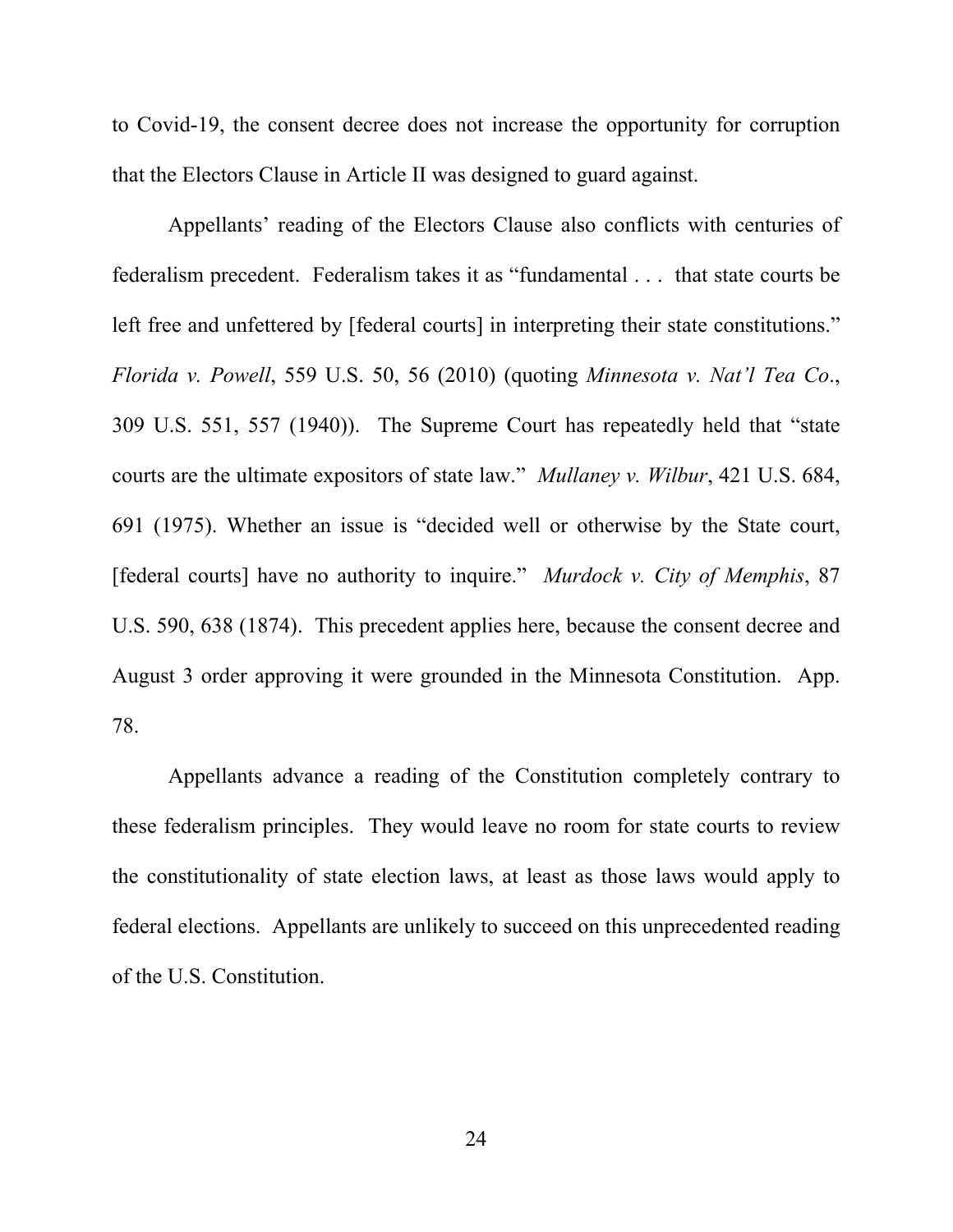to Covid-19, the consent decree does not increase the opportunity for corruption that the Electors Clause in Article II was designed to guard against.

Appellants' reading of the Electors Clause also conflicts with centuries of federalism precedent. Federalism takes it as "fundamental . . . that state courts be left free and unfettered by [federal courts] in interpreting their state constitutions." *Florida v. Powell*, 559 U.S. 50, 56 (2010) (quoting *Minnesota v. Nat'l Tea Co*., 309 U.S. 551, 557 (1940)). The Supreme Court has repeatedly held that "state courts are the ultimate expositors of state law." *Mullaney v. Wilbur*, 421 U.S. 684, 691 (1975). Whether an issue is "decided well or otherwise by the State court, [federal courts] have no authority to inquire." *Murdock v. City of Memphis*, 87 U.S. 590, 638 (1874). This precedent applies here, because the consent decree and August 3 order approving it were grounded in the Minnesota Constitution. App. 78.

Appellants advance a reading of the Constitution completely contrary to these federalism principles. They would leave no room for state courts to review the constitutionality of state election laws, at least as those laws would apply to federal elections. Appellants are unlikely to succeed on this unprecedented reading of the U.S. Constitution.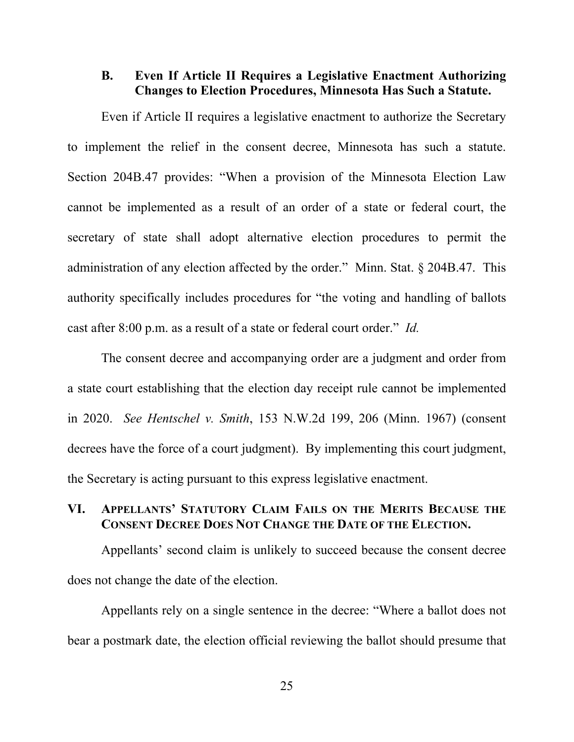### B. Even If Article II Requires a Legislative Enactment Authorizing Changes to Election Procedures, Minnesota Has Such a Statute.

Even if Article II requires a legislative enactment to authorize the Secretary to implement the relief in the consent decree, Minnesota has such a statute. Section 204B.47 provides: "When a provision of the Minnesota Election Law cannot be implemented as a result of an order of a state or federal court, the secretary of state shall adopt alternative election procedures to permit the administration of any election affected by the order." Minn. Stat. § 204B.47. This authority specifically includes procedures for "the voting and handling of ballots cast after 8:00 p.m. as a result of a state or federal court order." *Id.*

The consent decree and accompanying order are a judgment and order from a state court establishing that the election day receipt rule cannot be implemented in 2020. *See Hentschel v. Smith*, 153 N.W.2d 199, 206 (Minn. 1967) (consent decrees have the force of a court judgment). By implementing this court judgment, the Secretary is acting pursuant to this express legislative enactment.

## VI. Appellants' Statutory Claim Fails on the Merits Because the Consent Decree Does Not Change the Date of the Election.

Appellants' second claim is unlikely to succeed because the consent decree does not change the date of the election.

Appellants rely on a single sentence in the decree: "Where a ballot does not bear a postmark date, the election official reviewing the ballot should presume that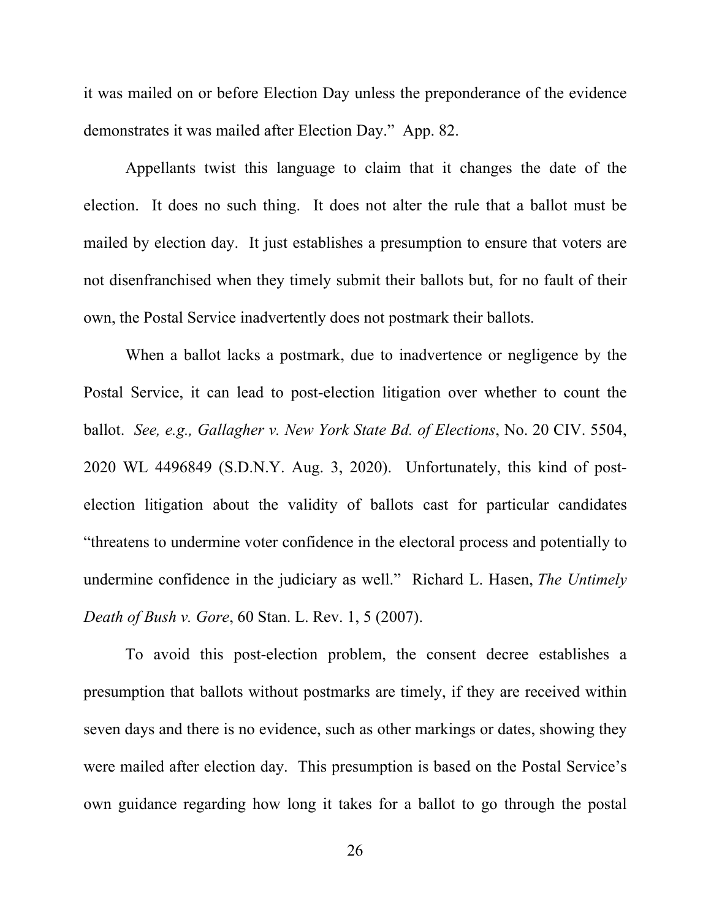it was mailed on or before Election Day unless the preponderance of the evidence demonstrates it was mailed after Election Day." App. 82.

Appellants twist this language to claim that it changes the date of the election. It does no such thing. It does not alter the rule that a ballot must be mailed by election day. It just establishes a presumption to ensure that voters are not disenfranchised when they timely submit their ballots but, for no fault of their own, the Postal Service inadvertently does not postmark their ballots.

When a ballot lacks a postmark, due to inadvertence or negligence by the Postal Service, it can lead to post-election litigation over whether to count the ballot. *See, e.g., Gallagher v. New York State Bd. of Elections*, No. 20 CIV. 5504, 2020 WL 4496849 (S.D.N.Y. Aug. 3, 2020). Unfortunately, this kind of post-election litigation about the validity of ballots cast for particular candidates "threatens to undermine voter confidence in the electoral process and potentially to undermine confidence in the judiciary as well." Richard L. Hasen, *The Untimely Death of Bush v. Gore*, 60 Stan. L. Rev. 1, 5 (2007).

To avoid this post-election problem, the consent decree establishes a presumption that ballots without postmarks are timely, if they are received within seven days and there is no evidence, such as other markings or dates, showing they were mailed after election day. This presumption is based on the Postal Service's own guidance regarding how long it takes for a ballot to go through the postal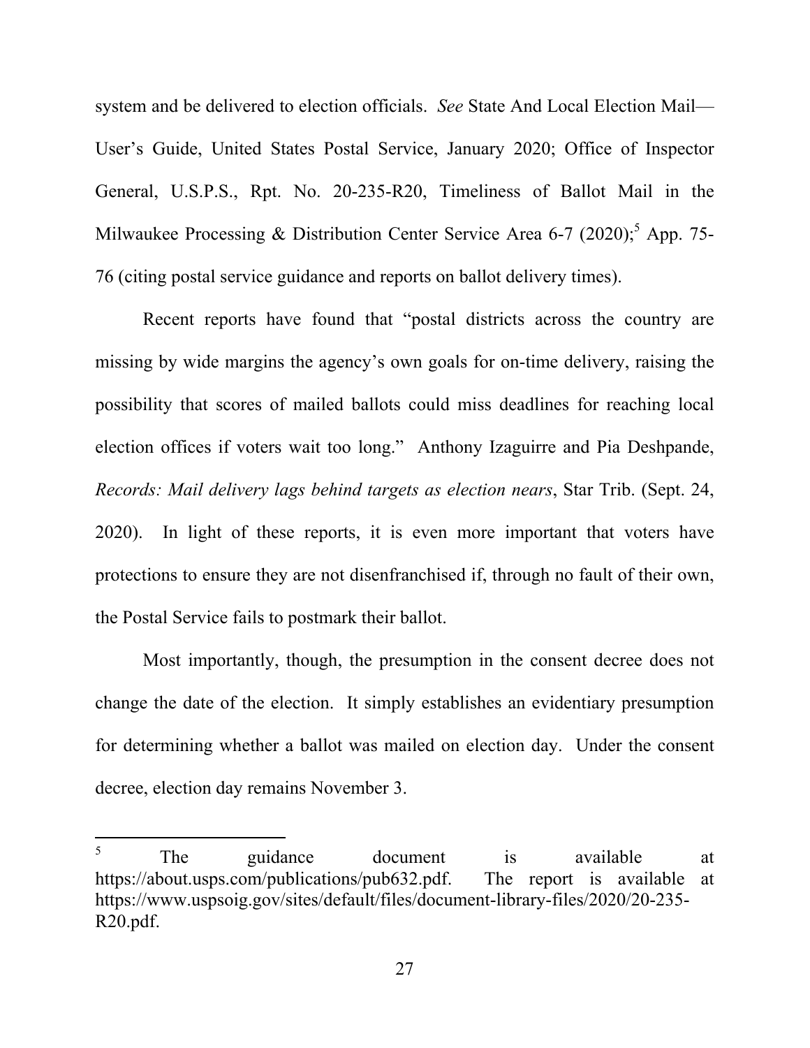system and be delivered to election officials. *See* State And Local Election Mail—User's Guide, United States Postal Service, January 2020; Office of Inspector General, U.S.P.S., Rpt. No. 20-235-R20, Timeliness of Ballot Mail in the Milwaukee Processing & Distribution Center Service Area 6-7 (2020);[5] App. 75-76 (citing postal service guidance and reports on ballot delivery times).

Recent reports have found that "postal districts across the country are missing by wide margins the agency's own goals for on-time delivery, raising the possibility that scores of mailed ballots could miss deadlines for reaching local election offices if voters wait too long." Anthony Izaguirre and Pia Deshpande, *Records: Mail delivery lags behind targets as election nears*, Star Trib. (Sept. 24, 2020). In light of these reports, it is even more important that voters have protections to ensure they are not disenfranchised if, through no fault of their own, the Postal Service fails to postmark their ballot.

Most importantly, though, the presumption in the consent decree does not change the date of the election. It simply establishes an evidentiary presumption for determining whether a ballot was mailed on election day. Under the consent decree, election day remains November 3.

---

[5] The guidance document is available at https://about.usps.com/publications/pub632.pdf. The report is available at https://www.uspsoig.gov/sites/default/files/document-library-files/2020/20-235-R20.pdf.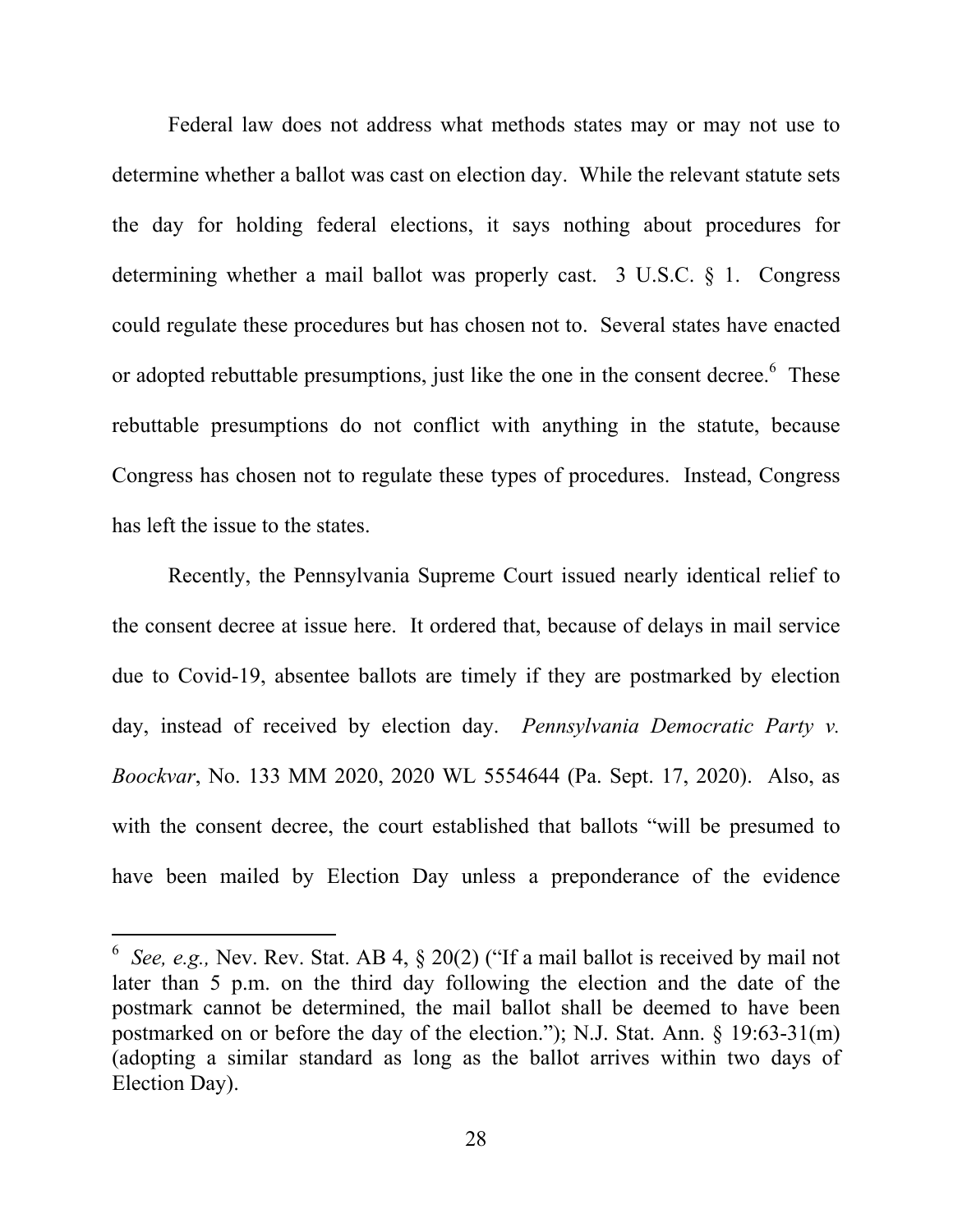Federal law does not address what methods states may or may not use to determine whether a ballot was cast on election day. While the relevant statute sets the day for holding federal elections, it says nothing about procedures for determining whether a mail ballot was properly cast. 3 U.S.C. § 1. Congress could regulate these procedures but has chosen not to. Several states have enacted or adopted rebuttable presumptions, just like the one in the consent decree.[6] These rebuttable presumptions do not conflict with anything in the statute, because Congress has chosen not to regulate these types of procedures. Instead, Congress has left the issue to the states.

Recently, the Pennsylvania Supreme Court issued nearly identical relief to the consent decree at issue here. It ordered that, because of delays in mail service due to Covid-19, absentee ballots are timely if they are postmarked by election day, instead of received by election day. *Pennsylvania Democratic Party v. Boockvar*, No. 133 MM 2020, 2020 WL 5554644 (Pa. Sept. 17, 2020). Also, as with the consent decree, the court established that ballots "will be presumed to have been mailed by Election Day unless a preponderance of the evidence

---

[6] *See, e.g.,* Nev. Rev. Stat. AB 4, § 20(2) ("If a mail ballot is received by mail not later than 5 p.m. on the third day following the election and the date of the postmark cannot be determined, the mail ballot shall be deemed to have been postmarked on or before the day of the election."); N.J. Stat. Ann. § 19:63-31(m) (adopting a similar standard as long as the ballot arrives within two days of Election Day).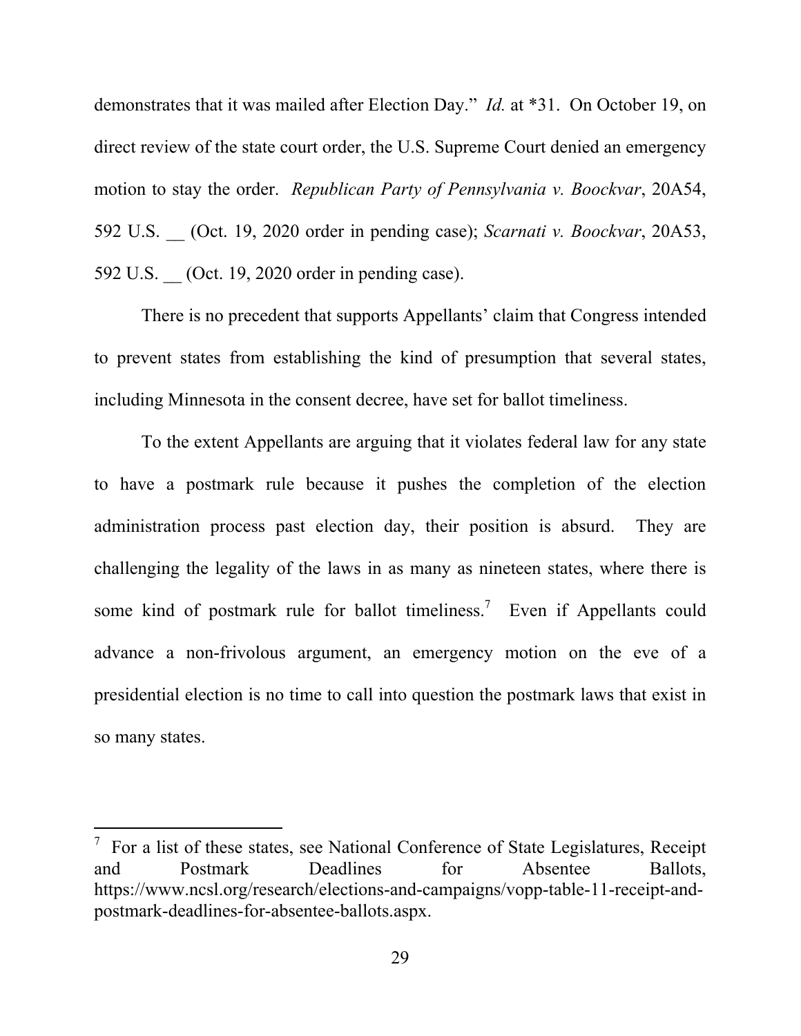demonstrates that it was mailed after Election Day." *Id.* at *31. On October 19, on direct review of the state court order, the U.S. Supreme Court denied an emergency motion to stay the order. *Republican Party of Pennsylvania v. Boockvar*, 20A54, 592 U.S. __ (Oct. 19, 2020 order in pending case); *Scarnati v. Boockvar*, 20A53, 592 U.S. __ (Oct. 19, 2020 order in pending case).

There is no precedent that supports Appellants' claim that Congress intended to prevent states from establishing the kind of presumption that several states, including Minnesota in the consent decree, have set for ballot timeliness.

To the extent Appellants are arguing that it violates federal law for any state to have a postmark rule because it pushes the completion of the election administration process past election day, their position is absurd. They are challenging the legality of the laws in as many as nineteen states, where there is some kind of postmark rule for ballot timeliness.[7] Even if Appellants could advance a non-frivolous argument, an emergency motion on the eve of a presidential election is no time to call into question the postmark laws that exist in so many states.

---

[7] For a list of these states, see National Conference of State Legislatures, Receipt and Postmark Deadlines for Absentee Ballots, https://www.ncsl.org/research/elections-and-campaigns/vopp-table-11-receipt-and-postmark-deadlines-for-absentee-ballots.aspx.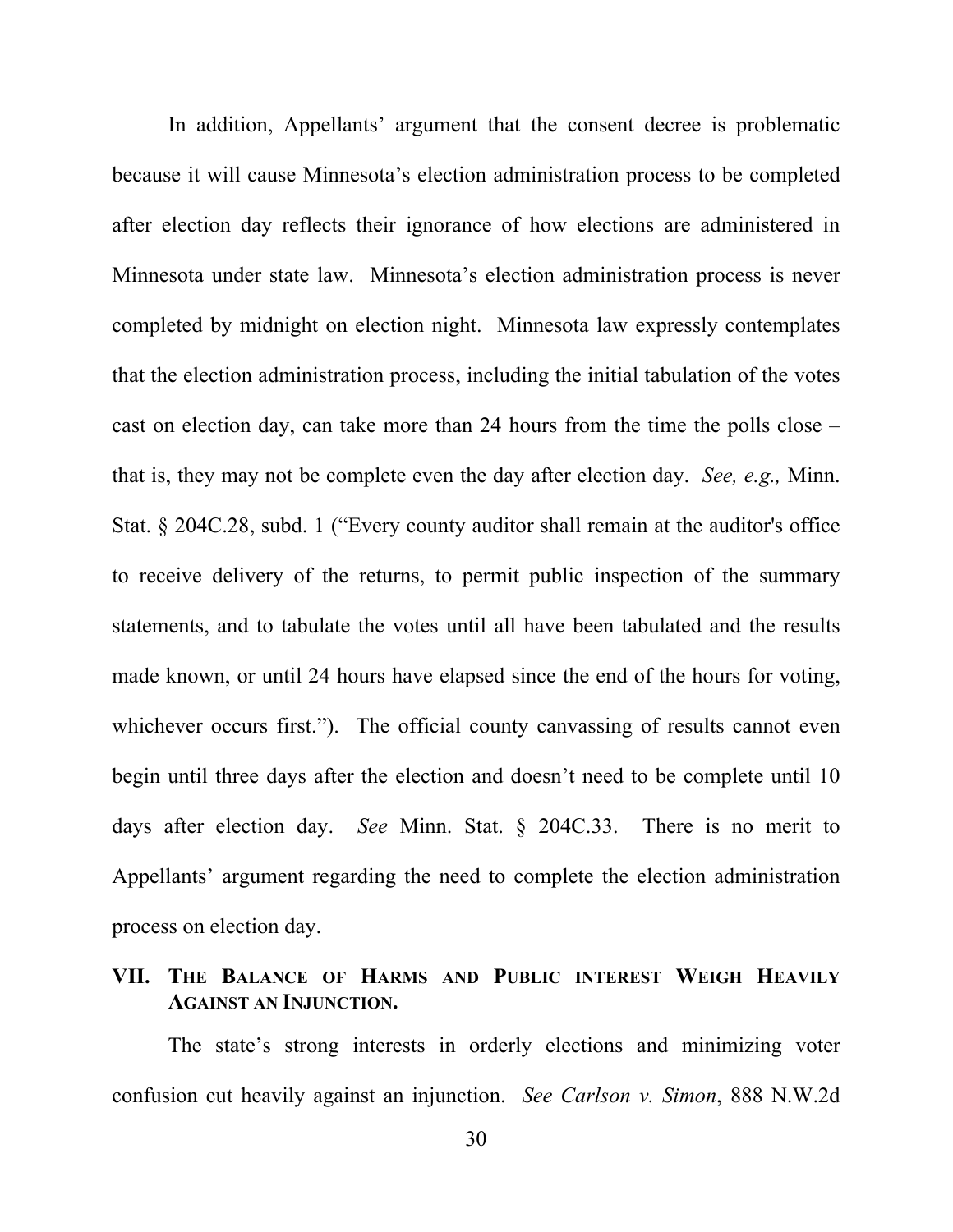In addition, Appellants' argument that the consent decree is problematic because it will cause Minnesota's election administration process to be completed after election day reflects their ignorance of how elections are administered in Minnesota under state law. Minnesota's election administration process is never completed by midnight on election night. Minnesota law expressly contemplates that the election administration process, including the initial tabulation of the votes cast on election day, can take more than 24 hours from the time the polls close – that is, they may not be complete even the day after election day. *See, e.g.,* Minn. Stat. § 204C.28, subd. 1 ("Every county auditor shall remain at the auditor's office to receive delivery of the returns, to permit public inspection of the summary statements, and to tabulate the votes until all have been tabulated and the results made known, or until 24 hours have elapsed since the end of the hours for voting, whichever occurs first."). The official county canvassing of results cannot even begin until three days after the election and doesn't need to be complete until 10 days after election day. *See* Minn. Stat. § 204C.33. There is no merit to Appellants' argument regarding the need to complete the election administration process on election day.

## VII. The Balance of Harms and Public interest Weigh Heavily Against an Injunction.

The state's strong interests in orderly elections and minimizing voter confusion cut heavily against an injunction. *See Carlson v. Simon*, 888 N.W.2d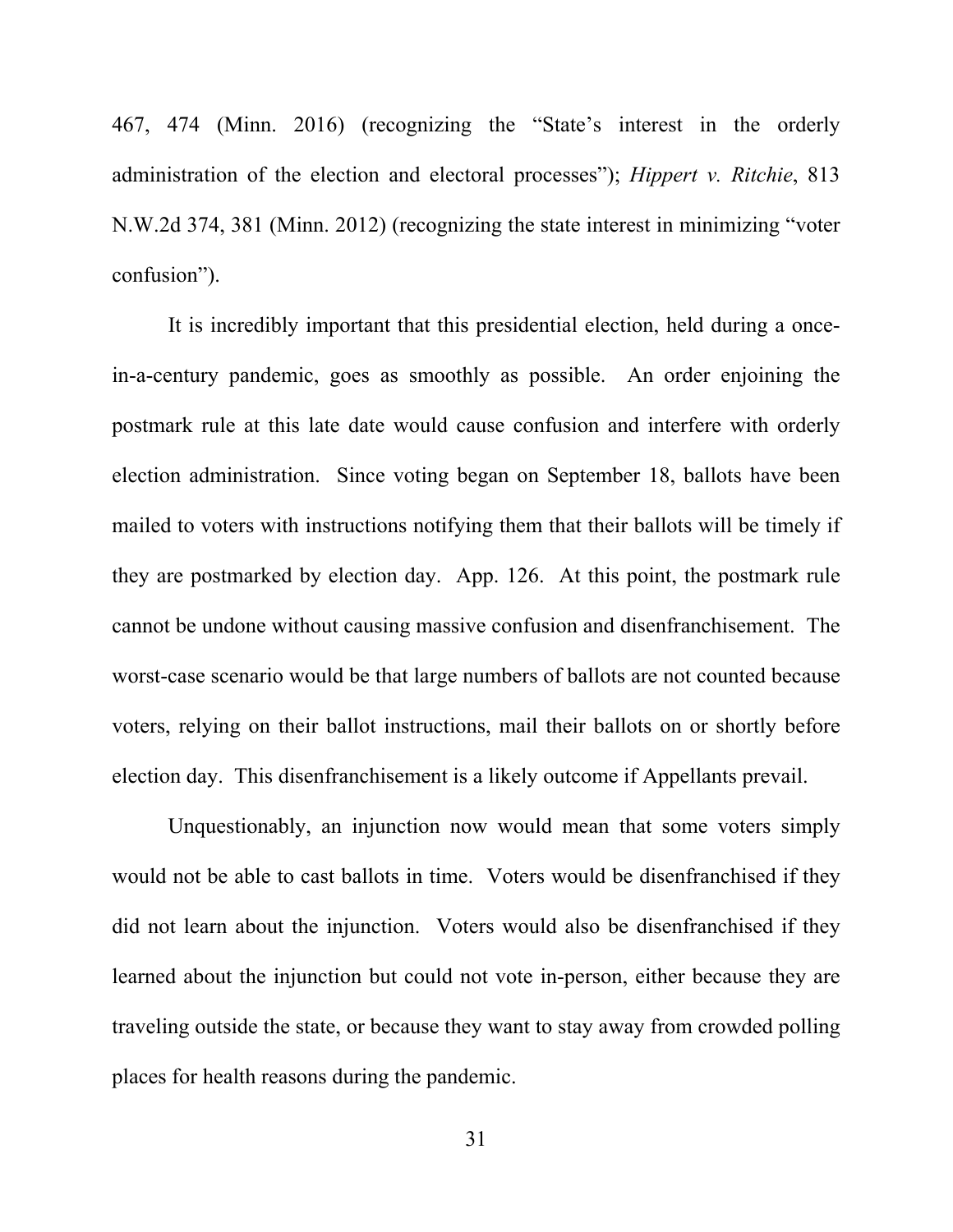467, 474 (Minn. 2016) (recognizing the "State's interest in the orderly administration of the election and electoral processes"); *Hippert v. Ritchie*, 813 N.W.2d 374, 381 (Minn. 2012) (recognizing the state interest in minimizing "voter confusion").

It is incredibly important that this presidential election, held during a once-in-a-century pandemic, goes as smoothly as possible. An order enjoining the postmark rule at this late date would cause confusion and interfere with orderly election administration. Since voting began on September 18, ballots have been mailed to voters with instructions notifying them that their ballots will be timely if they are postmarked by election day. App. 126. At this point, the postmark rule cannot be undone without causing massive confusion and disenfranchisement. The worst-case scenario would be that large numbers of ballots are not counted because voters, relying on their ballot instructions, mail their ballots on or shortly before election day. This disenfranchisement is a likely outcome if Appellants prevail.

Unquestionably, an injunction now would mean that some voters simply would not be able to cast ballots in time. Voters would be disenfranchised if they did not learn about the injunction. Voters would also be disenfranchised if they learned about the injunction but could not vote in-person, either because they are traveling outside the state, or because they want to stay away from crowded polling places for health reasons during the pandemic.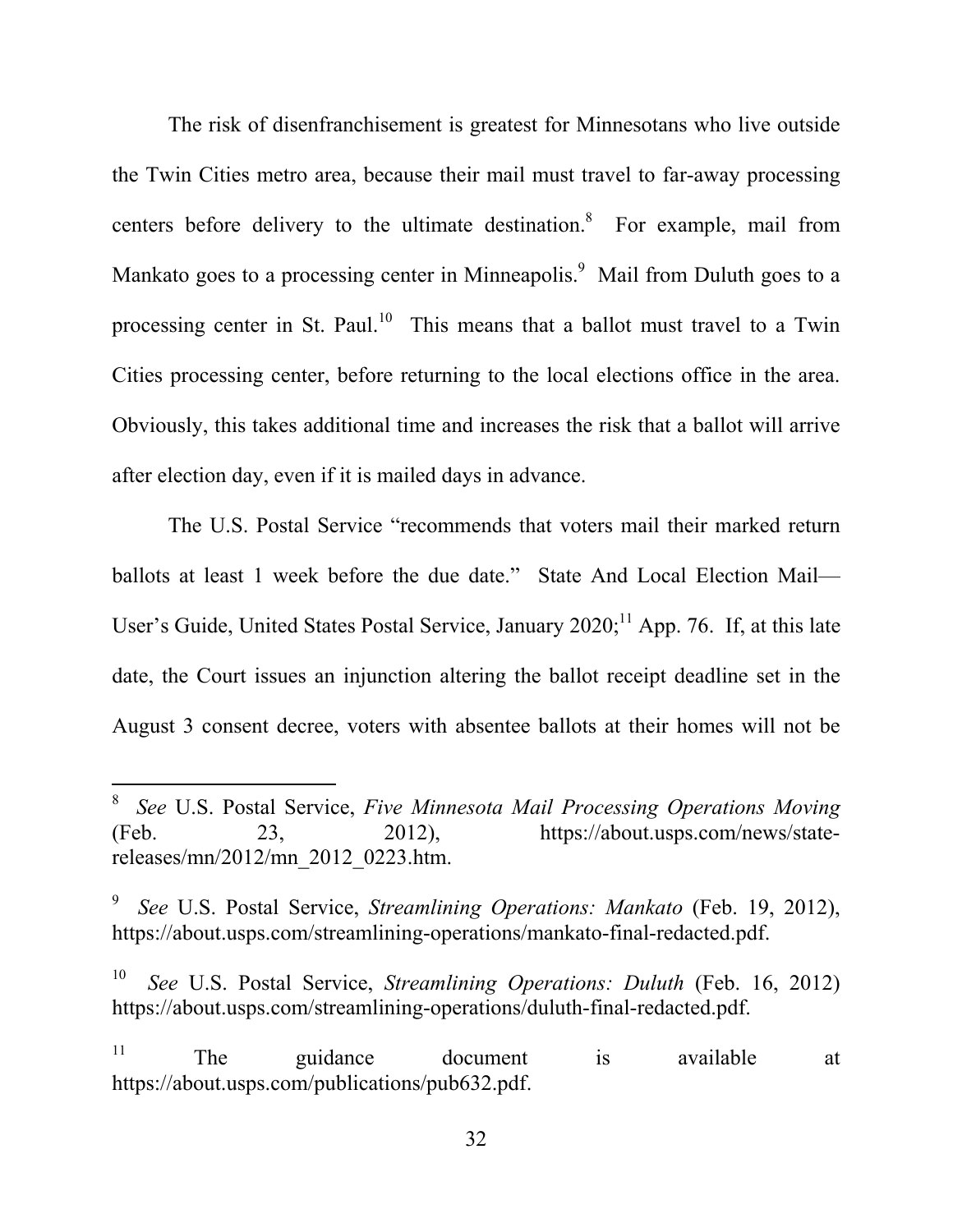The risk of disenfranchisement is greatest for Minnesotans who live outside the Twin Cities metro area, because their mail must travel to far-away processing centers before delivery to the ultimate destination.[8] For example, mail from Mankato goes to a processing center in Minneapolis.[9] Mail from Duluth goes to a processing center in St. Paul.[10] This means that a ballot must travel to a Twin Cities processing center, before returning to the local elections office in the area. Obviously, this takes additional time and increases the risk that a ballot will arrive after election day, even if it is mailed days in advance.

The U.S. Postal Service "recommends that voters mail their marked return ballots at least 1 week before the due date." State And Local Election Mail—User's Guide, United States Postal Service, January 2020;[11] App. 76. If, at this late date, the Court issues an injunction altering the ballot receipt deadline set in the August 3 consent decree, voters with absentee ballots at their homes will not be

---

[8] *See* U.S. Postal Service, *Five Minnesota Mail Processing Operations Moving* (Feb. 23, 2012), https://about.usps.com/news/state-releases/mn/2012/mn_2012_0223.htm.

[9] *See* U.S. Postal Service, *Streamlining Operations: Mankato* (Feb. 19, 2012), https://about.usps.com/streamlining-operations/mankato-final-redacted.pdf.

[10] *See* U.S. Postal Service, *Streamlining Operations: Duluth* (Feb. 16, 2012) https://about.usps.com/streamlining-operations/duluth-final-redacted.pdf.

[11] The guidance document is available at https://about.usps.com/publications/pub632.pdf.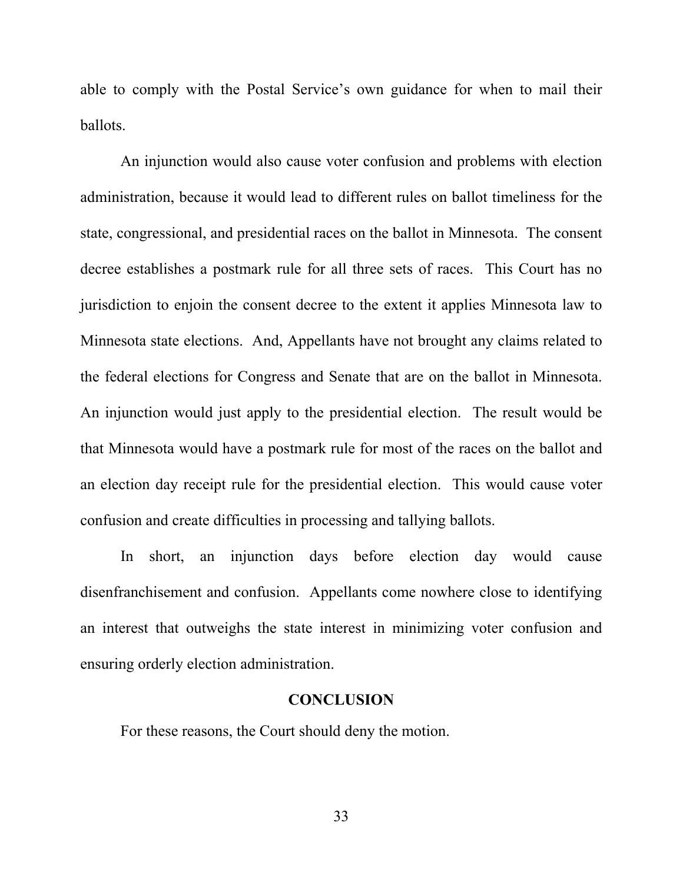able to comply with the Postal Service's own guidance for when to mail their ballots.

An injunction would also cause voter confusion and problems with election administration, because it would lead to different rules on ballot timeliness for the state, congressional, and presidential races on the ballot in Minnesota. The consent decree establishes a postmark rule for all three sets of races. This Court has no jurisdiction to enjoin the consent decree to the extent it applies Minnesota law to Minnesota state elections. And, Appellants have not brought any claims related to the federal elections for Congress and Senate that are on the ballot in Minnesota. An injunction would just apply to the presidential election. The result would be that Minnesota would have a postmark rule for most of the races on the ballot and an election day receipt rule for the presidential election. This would cause voter confusion and create difficulties in processing and tallying ballots.

In short, an injunction days before election day would cause disenfranchisement and confusion. Appellants come nowhere close to identifying an interest that outweighs the state interest in minimizing voter confusion and ensuring orderly election administration.

## CONCLUSION

For these reasons, the Court should deny the motion.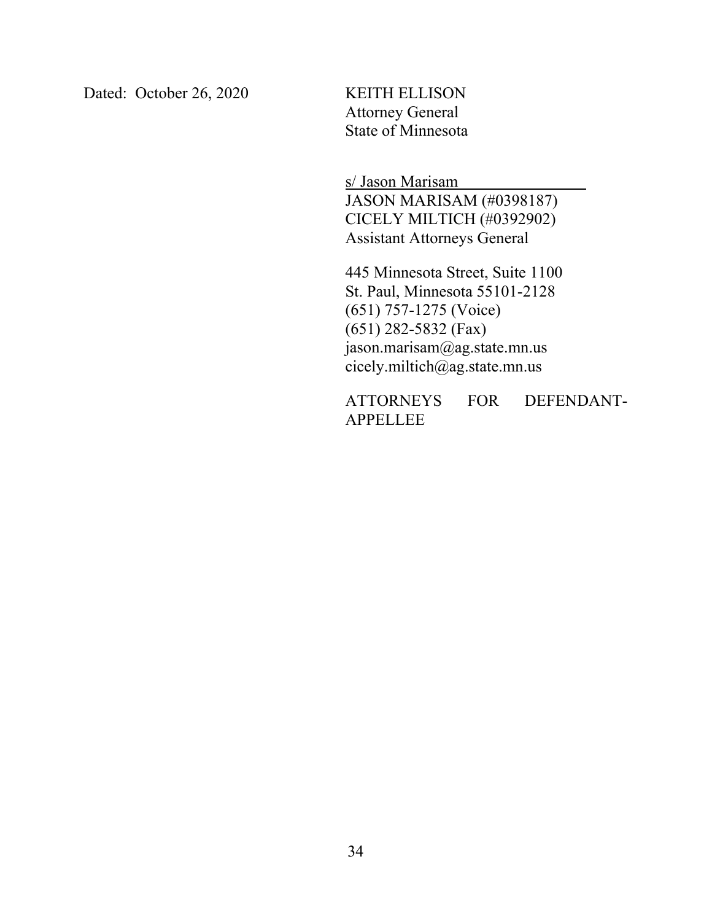Dated: October 26, 2020

KEITH ELLISON
Attorney General
State of Minnesota

s/ Jason Marisam
JASON MARISAM (#0398187)
CICELY MILTICH (#0392902)
Assistant Attorneys General

445 Minnesota Street, Suite 1100
St. Paul, Minnesota 55101-2128
(651) 757-1275 (Voice)
(651) 282-5832 (Fax)
jason.marisam@ag.state.mn.us
cicely.miltich@ag.state.mn.us

ATTORNEYS FOR DEFENDANT-APPELLEE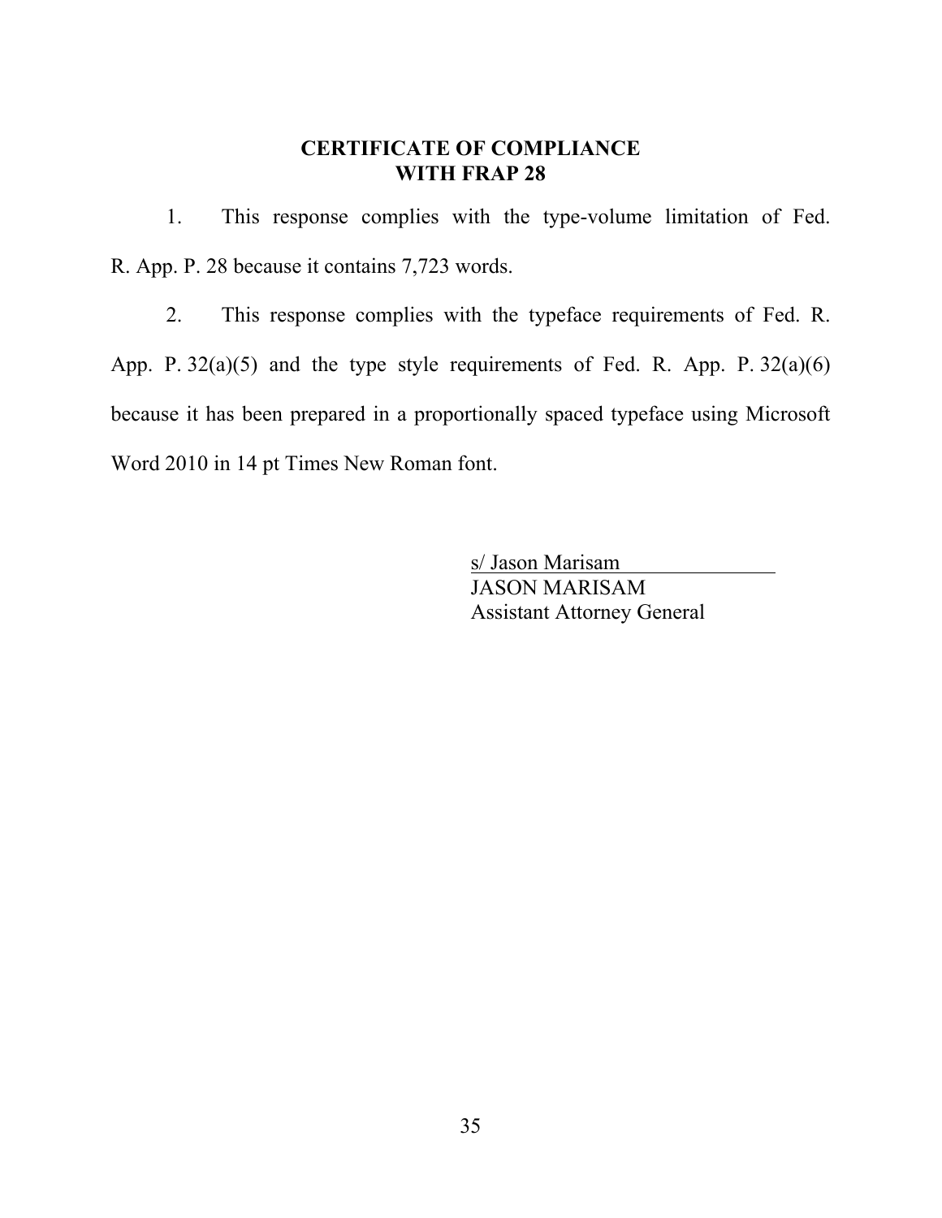## CERTIFICATE OF COMPLIANCE WITH FRAP 28

1. This response complies with the type-volume limitation of Fed. R. App. P. 28 because it contains 7,723 words.

2. This response complies with the typeface requirements of Fed. R. App. P. 32(a)(5) and the type style requirements of Fed. R. App. P. 32(a)(6) because it has been prepared in a proportionally spaced typeface using Microsoft Word 2010 in 14 pt Times New Roman font.

s/ Jason Marisam
JASON MARISAM
Assistant Attorney General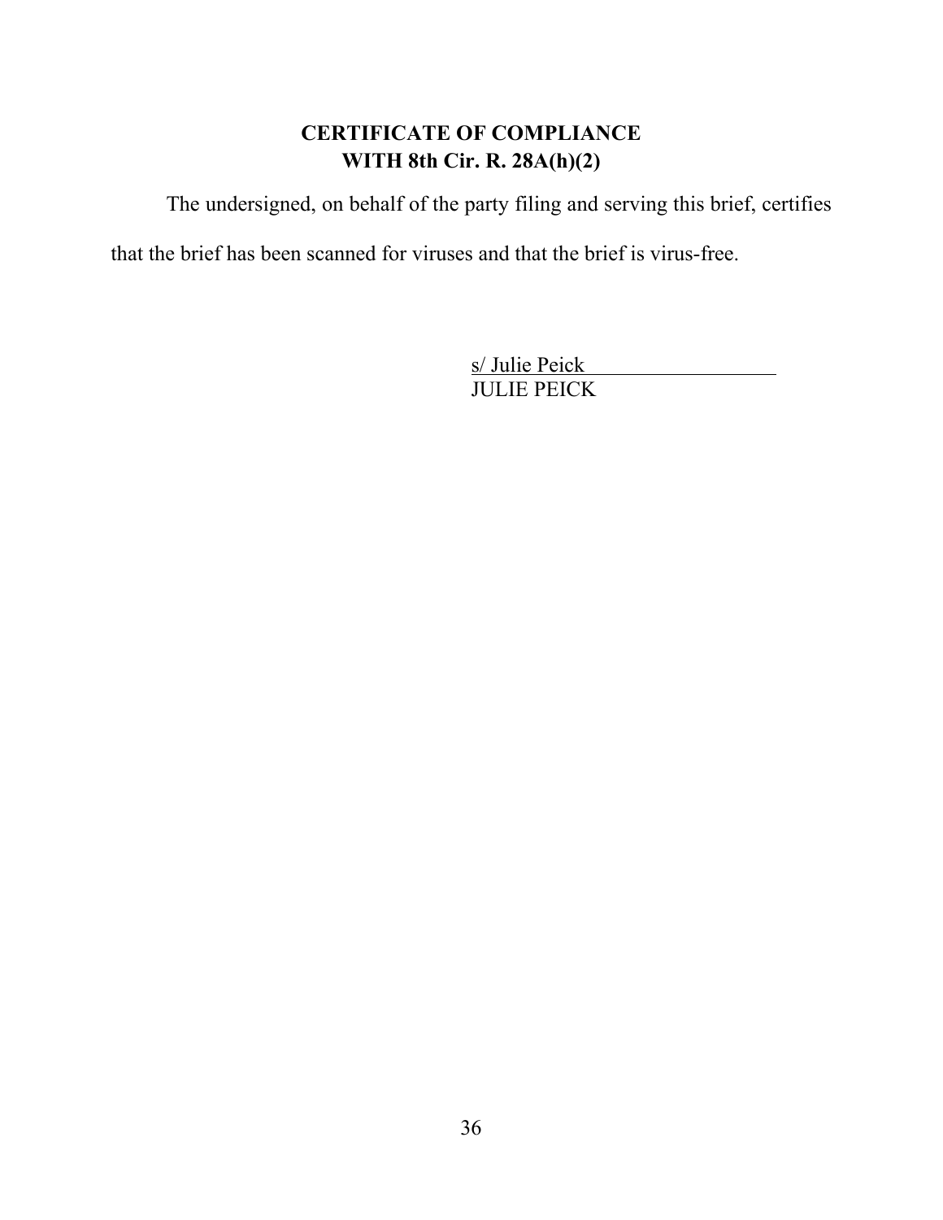## CERTIFICATE OF COMPLIANCE WITH 8th Cir. R. 28A(h)(2)

The undersigned, on behalf of the party filing and serving this brief, certifies that the brief has been scanned for viruses and that the brief is virus-free.

s/ Julie Peick
JULIE PEICK